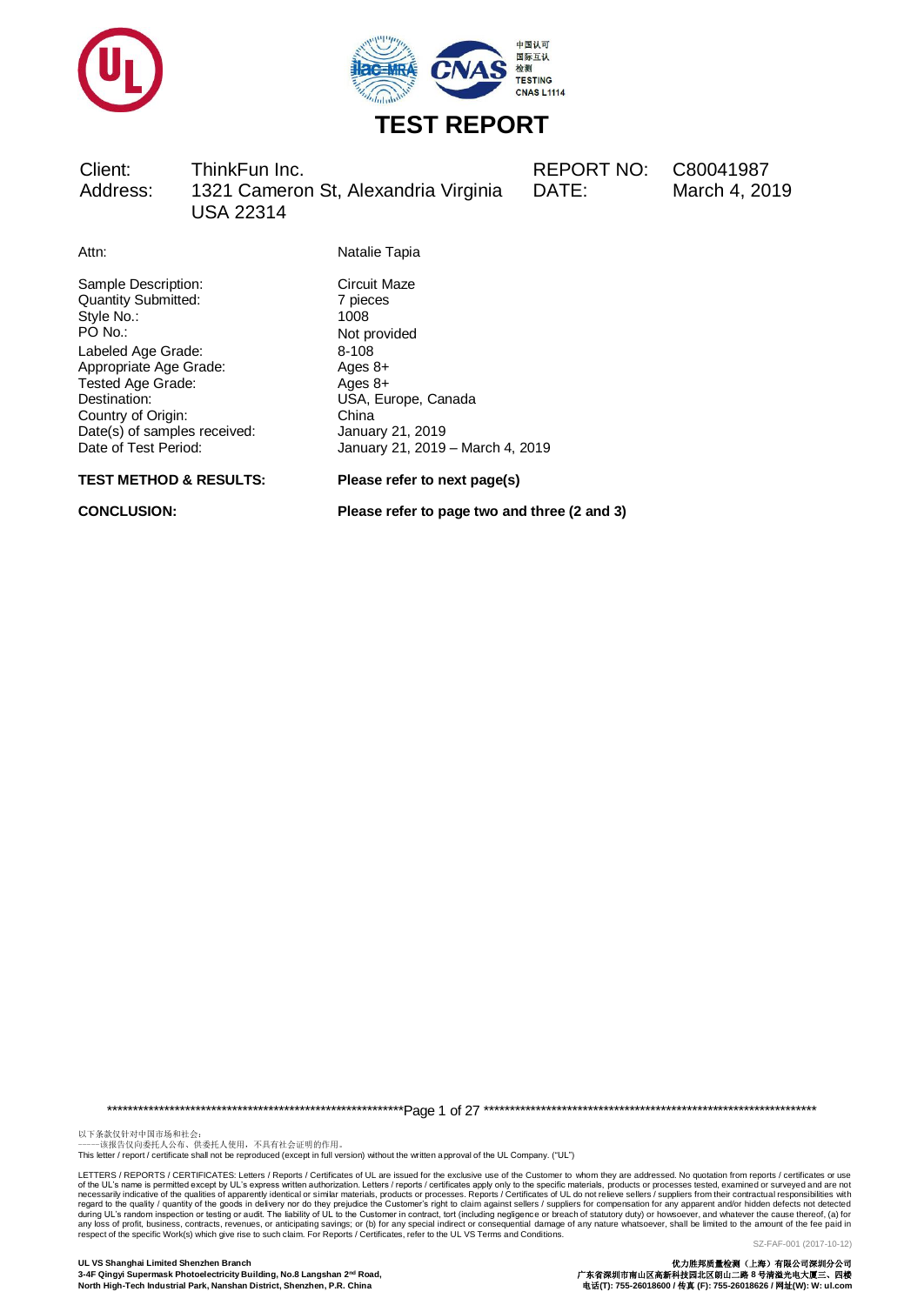# TEST REPORT

| | | | |
|---|---|---|---|
| Client: | ThinkFun Inc. | REPORT NO: | C80041987 |
| Address: | 1321 Cameron St, Alexandria Virginia USA 22314 | DATE: | March 4, 2019 |

| | |
|---|---|
| Attn: | Natalie Tapia |
| Sample Description: | Circuit Maze |
| Quantity Submitted: | 7 pieces |
| Style No.: | 1008 |
| PO No.: | Not provided |
| Labeled Age Grade: | 8-108 |
| Appropriate Age Grade: | Ages 8+ |
| Tested Age Grade: | Ages 8+ |
| Destination: | USA, Europe, Canada |
| Country of Origin: | China |
| Date(s) of samples received: | January 21, 2019 |
| Date of Test Period: | January 21, 2019 – March 4, 2019 |

**TEST METHOD & RESULTS:** **Please refer to next page(s)**

**CONCLUSION:** **Please refer to page two and three (2 and 3)**

以下条款仅针对中国市场和社会：
——该报告仅向委托人公布、供委托人使用，不具有社会证明的作用。
This letter / report / certificate shall not be reproduced (except in full version) without the written approval of the UL Company. ("UL")

LETTERS / REPORTS / CERTIFICATES: Letters / Reports / Certificates of UL are issued for the exclusive use of the Customer to whom they are addressed. No quotation from reports / certificates or use of the UL's name is permitted except by UL's express written authorization. Letters / reports / certificates apply only to the specific materials, products or processes tested, examined or surveyed and are not necessarily indicative of the qualities of apparently identical or similar materials, products or processes. Reports / Certificates of UL do not relieve sellers / suppliers from their contractual responsibilities with regard to the quality / quantity of the goods in delivery nor do they prejudice the Customer's right to claim against sellers / suppliers for compensation for any apparent and/or hidden defects not detected during UL's random inspection or testing or audit. The liability of UL to the Customer in contract, tort (including negligence or breach of statutory duty) or howsoever, and whatever the cause thereof, (a) for any loss of profit, business, contracts, revenues, or anticipating savings; or (b) for any special indirect or consequential damage of any nature whatsoever, shall be limited to the amount of the fee paid in respect of the specific Work(s) which give rise to such claim. For Reports / Certificates, refer to the UL VS Terms and Conditions.

SZ-FAF-001 (2017-10-12)

**UL VS Shanghai Limited Shenzhen Branch**
**3-4F Qingyi Supermask Photoelectricity Building, No.8 Langshan 2nd Road, North High-Tech Industrial Park, Nanshan District, Shenzhen, P.R. China**

**优力胜邦质量检测（上海）有限公司深圳分公司**
**广东省深圳市南山区高新科技园北区朗山二路8号清溢光电大厦三、四楼**
**电话(T): 755-26018600 / 传真 (F): 755-26018626 / 网址(W): W: ul.com**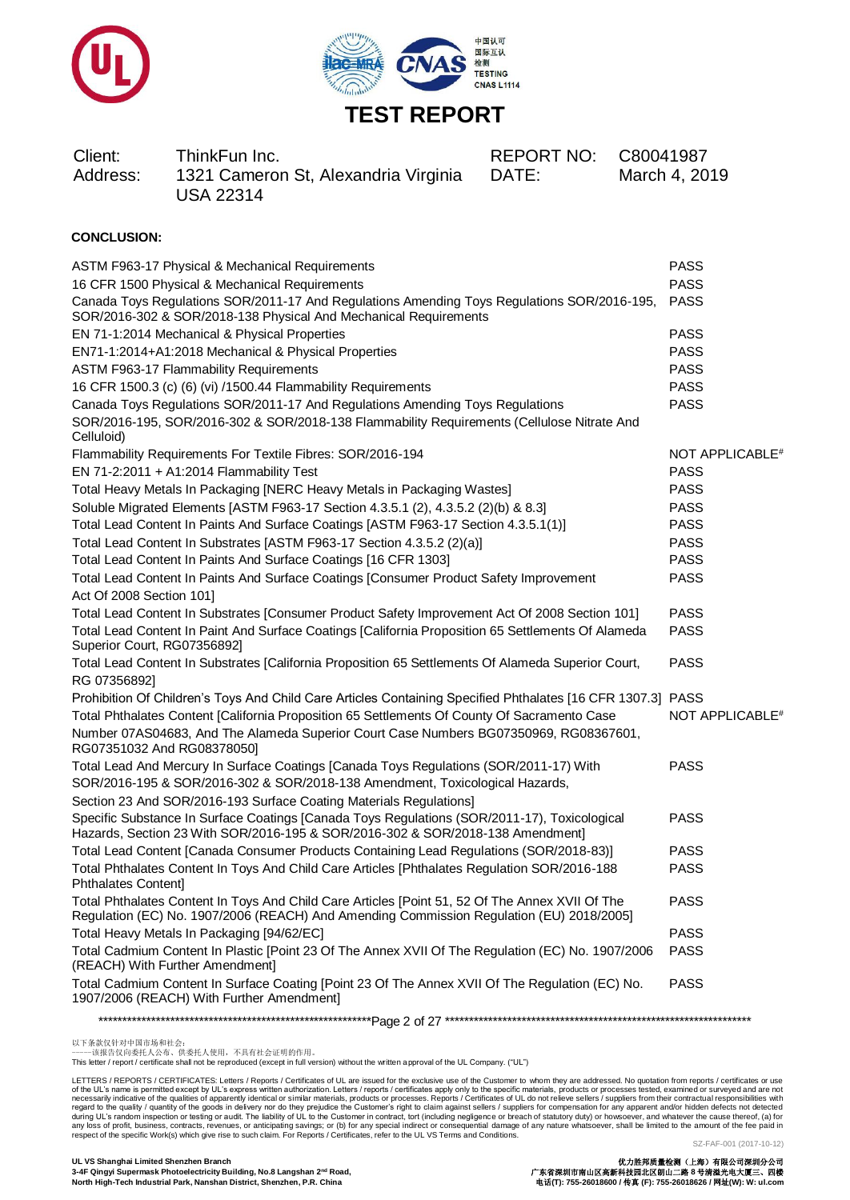# TEST REPORT

| | | | |
|---|---|---|---|
| Client: | ThinkFun Inc. | REPORT NO: | C80041987 |
| Address: | 1321 Cameron St, Alexandria Virginia USA 22314 | DATE: | March 4, 2019 |

**CONCLUSION:**

| | |
|---|---|
| ASTM F963-17 Physical & Mechanical Requirements | PASS |
| 16 CFR 1500 Physical & Mechanical Requirements | PASS |
| Canada Toys Regulations SOR/2011-17 And Regulations Amending Toys Regulations SOR/2016-195, SOR/2016-302 & SOR/2018-138 Physical And Mechanical Requirements | PASS |
| EN 71-1:2014 Mechanical & Physical Properties | PASS |
| EN71-1:2014+A1:2018 Mechanical & Physical Properties | PASS |
| ASTM F963-17 Flammability Requirements | PASS |
| 16 CFR 1500.3 (c) (6) (vi) /1500.44 Flammability Requirements | PASS |
| Canada Toys Regulations SOR/2011-17 And Regulations Amending Toys Regulations SOR/2016-195, SOR/2016-302 & SOR/2018-138 Flammability Requirements (Cellulose Nitrate And Celluloid) | PASS |
| Flammability Requirements For Textile Fibres: SOR/2016-194 | NOT APPLICABLE# |
| EN 71-2:2011 + A1:2014 Flammability Test | PASS |
| Total Heavy Metals In Packaging [NERC Heavy Metals in Packaging Wastes] | PASS |
| Soluble Migrated Elements [ASTM F963-17 Section 4.3.5.1 (2), 4.3.5.2 (2)(b) & 8.3] | PASS |
| Total Lead Content In Paints And Surface Coatings [ASTM F963-17 Section 4.3.5.1(1)] | PASS |
| Total Lead Content In Substrates [ASTM F963-17 Section 4.3.5.2 (2)(a)] | PASS |
| Total Lead Content In Paints And Surface Coatings [16 CFR 1303] | PASS |
| Total Lead Content In Paints And Surface Coatings [Consumer Product Safety Improvement Act Of 2008 Section 101] | PASS |
| Total Lead Content In Substrates [Consumer Product Safety Improvement Act Of 2008 Section 101] | PASS |
| Total Lead Content In Paint And Surface Coatings [California Proposition 65 Settlements Of Alameda Superior Court, RG07356892] | PASS |
| Total Lead Content In Substrates [California Proposition 65 Settlements Of Alameda Superior Court, RG 07356892] | PASS |
| Prohibition Of Children's Toys And Child Care Articles Containing Specified Phthalates [16 CFR 1307.3] | PASS |
| Total Phthalates Content [California Proposition 65 Settlements Of County Of Sacramento Case Number 07AS04683, And The Alameda Superior Court Case Numbers BG07350969, RG08367601, RG07351032 And RG08378050] | NOT APPLICABLE# |
| Total Lead And Mercury In Surface Coatings [Canada Toys Regulations (SOR/2011-17) With SOR/2016-195 & SOR/2016-302 & SOR/2018-138 Amendment, Toxicological Hazards, Section 23 And SOR/2016-193 Surface Coating Materials Regulations] | PASS |
| Specific Substance In Surface Coatings [Canada Toys Regulations (SOR/2011-17), Toxicological Hazards, Section 23 With SOR/2016-195 & SOR/2016-302 & SOR/2018-138 Amendment] | PASS |
| Total Lead Content [Canada Consumer Products Containing Lead Regulations (SOR/2018-83)] | PASS |
| Total Phthalates Content In Toys And Child Care Articles [Phthalates Regulation SOR/2016-188 Phthalates Content] | PASS |
| Total Phthalates Content In Toys And Child Care Articles [Point 51, 52 Of The Annex XVII Of The Regulation (EC) No. 1907/2006 (REACH) And Amending Commission Regulation (EU) 2018/2005] | PASS |
| Total Heavy Metals In Packaging [94/62/EC] | PASS |
| Total Cadmium Content In Plastic [Point 23 Of The Annex XVII Of The Regulation (EC) No. 1907/2006 (REACH) With Further Amendment] | PASS |
| Total Cadmium Content In Surface Coating [Point 23 Of The Annex XVII Of The Regulation (EC) No. 1907/2006 (REACH) With Further Amendment] | PASS |

以下条款仅针对中国市场和社会：
——该报告仅向委托人公布、供委托人使用，不具有社会证明的作用。
This letter / report / certificate shall not be reproduced (except in full version) without the written approval of the UL Company. ("UL")

LETTERS / REPORTS / CERTIFICATES: Letters / Reports / Certificates of UL are issued for the exclusive use of the Customer to whom they are addressed. No quotation from reports / certificates or use of the UL's name is permitted except by UL's express written authorization. Letters / reports / certificates apply only to the specific materials, products or processes tested, examined or surveyed and are not necessarily indicative of the qualities of apparently identical or similar materials, products or processes. Reports / Certificates of UL do not relieve sellers / suppliers from their contractual responsibilities with regard to the quality / quantity of the goods in delivery nor do they prejudice the Customer's right to claim against sellers / suppliers for compensation for any apparent and/or hidden defects not detected during UL's random inspection or testing or audit. The liability of UL to the Customer in contract, tort (including negligence or breach of statutory duty) or howsoever, and whatever the cause thereof, (a) for any loss of profit, business, contracts, revenues, or anticipating savings; or (b) for any special indirect or consequential damage of any nature whatsoever, shall be limited to the amount of the fee paid in respect of the specific Work(s) which give rise to such claim. For Reports / Certificates, refer to the UL VS Terms and Conditions.

SZ-FAF-001 (2017-10-12)

**UL VS Shanghai Limited Shenzhen Branch**
3-4F Qingyi Supermask Photoelectricity Building, No.8 Langshan 2nd Road, North High-Tech Industrial Park, Nanshan District, Shenzhen, P.R. China

**优力胜邦质量检测（上海）有限公司深圳分公司**
广东省深圳市南山区高新科技园北区朗山二路 8 号清溢光电大厦三、四楼
电话(T): 755-26018600 / 传真 (F): 755-26018626 / 网址(W): W: ul.com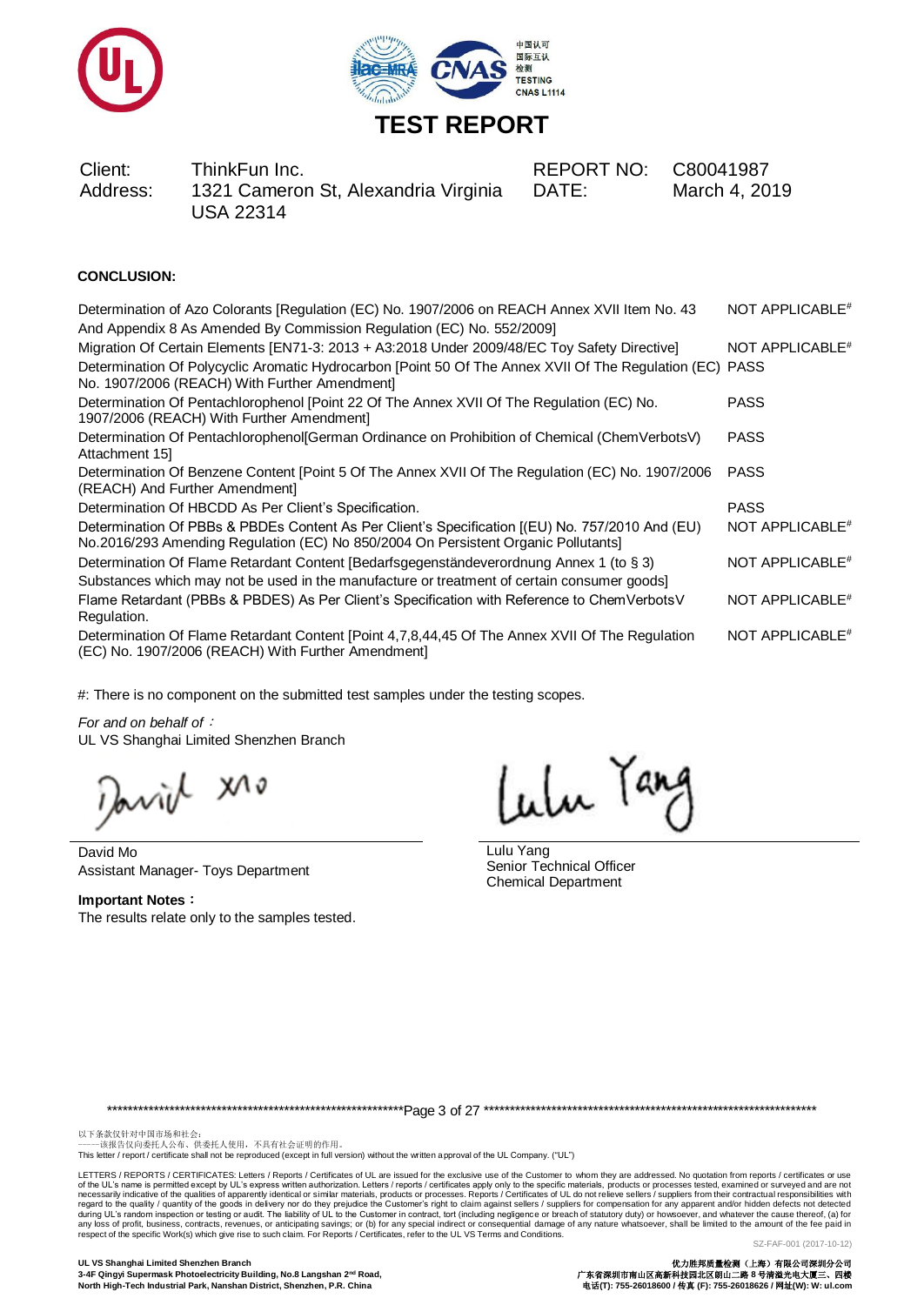# TEST REPORT

| | | | |
|---|---|---|---|
| Client: | ThinkFun Inc. | REPORT NO: | C80041987 |
| Address: | 1321 Cameron St, Alexandria Virginia USA 22314 | DATE: | March 4, 2019 |

**CONCLUSION:**

| Test | Result |
|---|---|
| Determination of Azo Colorants [Regulation (EC) No. 1907/2006 on REACH Annex XVII Item No. 43 And Appendix 8 As Amended By Commission Regulation (EC) No. 552/2009] | NOT APPLICABLE# |
| Migration Of Certain Elements [EN71-3: 2013 + A3:2018 Under 2009/48/EC Toy Safety Directive] | NOT APPLICABLE# |
| Determination Of Polycyclic Aromatic Hydrocarbon [Point 50 Of The Annex XVII Of The Regulation (EC) No. 1907/2006 (REACH) With Further Amendment] | PASS |
| Determination Of Pentachlorophenol [Point 22 Of The Annex XVII Of The Regulation (EC) No. 1907/2006 (REACH) With Further Amendment] | PASS |
| Determination Of Pentachlorophenol[German Ordinance on Prohibition of Chemical (ChemVerbotsV) Attachment 15] | PASS |
| Determination Of Benzene Content [Point 5 Of The Annex XVII Of The Regulation (EC) No. 1907/2006 (REACH) And Further Amendment] | PASS |
| Determination Of HBCDD As Per Client's Specification. | PASS |
| Determination Of PBBs & PBDEs Content As Per Client's Specification [(EU) No. 757/2010 And (EU) No.2016/293 Amending Regulation (EC) No 850/2004 On Persistent Organic Pollutants] | NOT APPLICABLE# |
| Determination Of Flame Retardant Content [Bedarfsgegenständeverordnung Annex 1 (to § 3) Substances which may not be used in the manufacture or treatment of certain consumer goods] | NOT APPLICABLE# |
| Flame Retardant (PBBs & PBDES) As Per Client's Specification with Reference to ChemVerbotsV Regulation. | NOT APPLICABLE# |
| Determination Of Flame Retardant Content [Point 4,7,8,44,45 Of The Annex XVII Of The Regulation (EC) No. 1907/2006 (REACH) With Further Amendment] | NOT APPLICABLE# |

#: There is no component on the submitted test samples under the testing scopes.

*For and on behalf of* :
UL VS Shanghai Limited Shenzhen Branch

David Mo
Assistant Manager- Toys Department

Lulu Yang
Senior Technical Officer
Chemical Department

**Important Notes：**
The results relate only to the samples tested.

以下条款仅针对中国市场和社会：
——该报告仅向委托人公布、供委托人使用，不具有社会证明的作用。
This letter / report / certificate shall not be reproduced (except in full version) without the written approval of the UL Company. ("UL")

LETTERS / REPORTS / CERTIFICATES: Letters / Reports / Certificates of UL are issued for the exclusive use of the Customer to whom they are addressed. No quotation from reports / certificates or use of the UL's name is permitted except by UL's express written authorization. Letters / reports / certificates apply only to the specific materials, products or processes tested, examined or surveyed and are not necessarily indicative of the qualities of apparently identical or similar materials, products or processes. Reports / Certificates of UL do not relieve sellers / suppliers from their contractual responsibilities with regard to the quality / quantity of the goods in delivery nor do they prejudice the Customer's right to claim against sellers / suppliers for compensation for any apparent and/or hidden defects not detected during UL's random inspection or testing or audit. The liability of UL to the Customer in contract, tort (including negligence or breach of statutory duty) or howsoever, and whatever the cause thereof, (a) for any loss of profit, business, contracts, revenues, or anticipating savings; or (b) for any special indirect or consequential damage of any nature whatsoever, shall be limited to the amount of the fee paid in respect of the specific Work(s) which give rise to such claim. For Reports / Certificates, refer to the UL VS Terms and Conditions.

SZ-FAF-001 (2017-10-12)

**UL VS Shanghai Limited Shenzhen Branch**
**3-4F Qingyi Supermask Photoelectricity Building, No.8 Langshan 2nd Road, North High-Tech Industrial Park, Nanshan District, Shenzhen, P.R. China**

**优力胜邦质量检测（上海）有限公司深圳分公司**
**广东省深圳市南山区高新科技园北区朗山二路 8 号清溢光电大厦三、四楼**
**电话(T): 755-26018600 / 传真 (F): 755-26018626 / 网址(W): W: ul.com**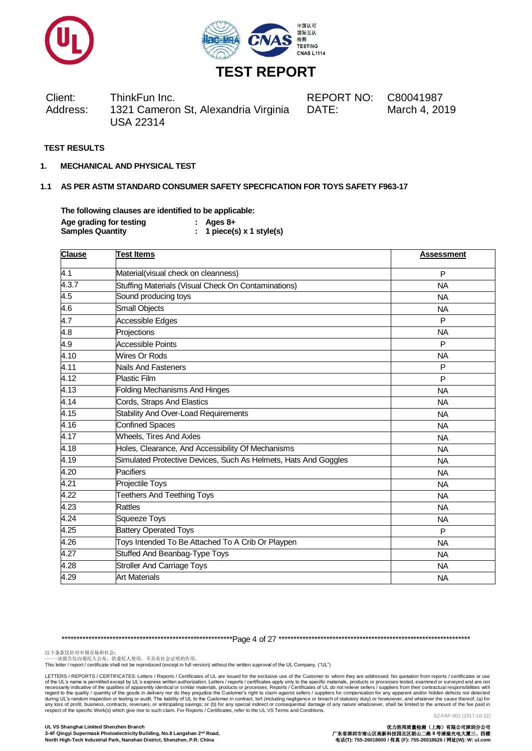# TEST REPORT

| Client: | ThinkFun Inc. | REPORT NO: | C80041987 |
|---|---|---|---|
| Address: | 1321 Cameron St, Alexandria Virginia USA 22314 | DATE: | March 4, 2019 |

**TEST RESULTS**

## 1. MECHANICAL AND PHYSICAL TEST

### 1.1 AS PER ASTM STANDARD CONSUMER SAFETY SPECFICATION FOR TOYS SAFETY F963-17

**The following clauses are identified to be applicable:**

**Age grading for testing : Ages 8+**
**Samples Quantity : 1 piece(s) x 1 style(s)**

| Clause | Test Items | Assessment |
|---|---|---|
| 4.1 | Material(visual check on cleanness) | P |
| 4.3.7 | Stuffing Materials (Visual Check On Contaminations) | NA |
| 4.5 | Sound producing toys | NA |
| 4.6 | Small Objects | NA |
| 4.7 | Accessible Edges | P |
| 4.8 | Projections | NA |
| 4.9 | Accessible Points | P |
| 4.10 | Wires Or Rods | NA |
| 4.11 | Nails And Fasteners | P |
| 4.12 | Plastic Film | P |
| 4.13 | Folding Mechanisms And Hinges | NA |
| 4.14 | Cords, Straps And Elastics | NA |
| 4.15 | Stability And Over-Load Requirements | NA |
| 4.16 | Confined Spaces | NA |
| 4.17 | Wheels, Tires And Axles | NA |
| 4.18 | Holes, Clearance, And Accessibility Of Mechanisms | NA |
| 4.19 | Simulated Protective Devices, Such As Helmets, Hats And Goggles | NA |
| 4.20 | Pacifiers | NA |
| 4.21 | Projectile Toys | NA |
| 4.22 | Teethers And Teething Toys | NA |
| 4.23 | Rattles | NA |
| 4.24 | Squeeze Toys | NA |
| 4.25 | Battery Operated Toys | P |
| 4.26 | Toys Intended To Be Attached To A Crib Or Playpen | NA |
| 4.27 | Stuffed And Beanbag-Type Toys | NA |
| 4.28 | Stroller And Carriage Toys | NA |
| 4.29 | Art Materials | NA |

以下条款仅针对中国市场和社会：
——该报告仅向委托人公布、供委托人使用，不具有社会证明的作用。
This letter / report / certificate shall not be reproduced (except in full version) without the written approval of the UL Company. ("UL")

LETTERS / REPORTS / CERTIFICATES: Letters / Reports / Certificates of UL are issued for the exclusive use of the Customer to whom they are addressed. No quotation from reports / certificates or use of the UL's name is permitted except by UL's express written authorization. Letters / reports / certificates apply only to the specific materials, products or processes tested, examined or surveyed and are not necessarily indicative of the qualities of apparently identical or similar materials, products or processes. Reports / Certificates of UL do not relieve sellers / suppliers from their contractual responsibilities with regard to the quality / quantity of the goods in delivery nor do they prejudice the Customer's right to claim against sellers / suppliers for compensation for any apparent and/or hidden defects not detected during UL's random inspection or testing or audit. The liability of UL to the Customer in contract, tort (including negligence or breach of statutory duty) or howsoever, and whatever the cause thereof, (a) for any loss of profit, business, contracts, revenues, or anticipating savings; or (b) for any special indirect or consequential damage of any nature whatsoever, shall be limited to the amount of the fee paid in respect of the specific Work(s) which give rise to such claim. For Reports / Certificates, refer to the UL VS Terms and Conditions.

SZ-FAF-001 (2017-10-12)

UL VS Shanghai Limited Shenzhen Branch
3-4F Qingyi Supermask Photoelectricity Building, No.8 Langshan 2nd Road, North High-Tech Industrial Park, Nanshan District, Shenzhen, P.R. China

优力胜邦质量检测（上海）有限公司深圳分公司
广东省深圳市南山区高新科技园北区朗山二路 8 号清溢光电大厦三、四楼
电话(T): 755-26018600 / 传真 (F): 755-26018626 / 网址(W): W: ul.com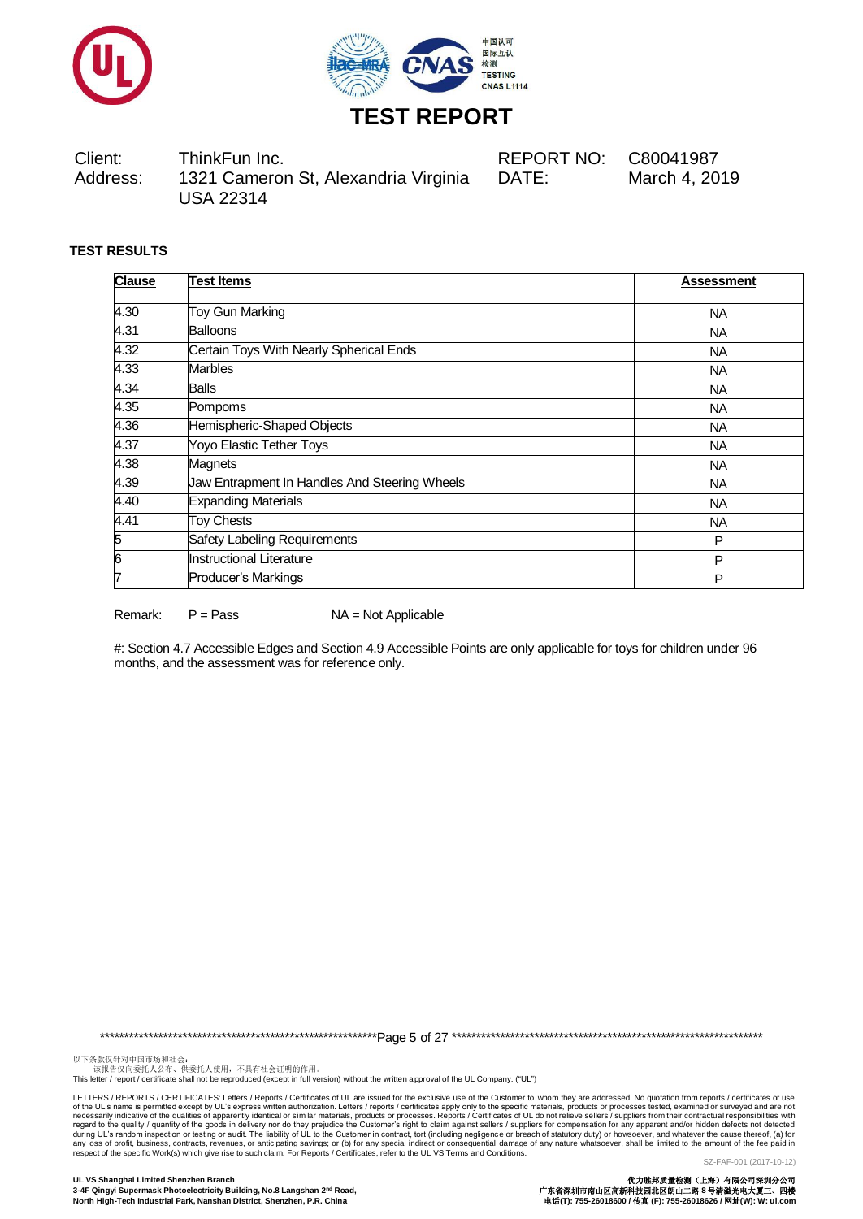# TEST REPORT

Client: ThinkFun Inc.
Address: 1321 Cameron St, Alexandria Virginia USA 22314

REPORT NO: C80041987
DATE: March 4, 2019

**TEST RESULTS**

| Clause | Test Items | Assessment |
|---|---|---|
| 4.30 | Toy Gun Marking | NA |
| 4.31 | Balloons | NA |
| 4.32 | Certain Toys With Nearly Spherical Ends | NA |
| 4.33 | Marbles | NA |
| 4.34 | Balls | NA |
| 4.35 | Pompoms | NA |
| 4.36 | Hemispheric-Shaped Objects | NA |
| 4.37 | Yoyo Elastic Tether Toys | NA |
| 4.38 | Magnets | NA |
| 4.39 | Jaw Entrapment In Handles And Steering Wheels | NA |
| 4.40 | Expanding Materials | NA |
| 4.41 | Toy Chests | NA |
| 5 | Safety Labeling Requirements | P |
| 6 | Instructional Literature | P |
| 7 | Producer's Markings | P |

Remark: P = Pass NA = Not Applicable

#: Section 4.7 Accessible Edges and Section 4.9 Accessible Points are only applicable for toys for children under 96 months, and the assessment was for reference only.

以下条款仅针对中国市场和社会：
——该报告仅向委托人公布、供委托人使用，不具有社会证明的作用。
This letter / report / certificate shall not be reproduced (except in full version) without the written approval of the UL Company. ("UL")

LETTERS / REPORTS / CERTIFICATES: Letters / Reports / Certificates of UL are issued for the exclusive use of the Customer to whom they are addressed. No quotation from reports / certificates or use of the UL's name is permitted except by UL's express written authorization. Letters / reports / certificates apply only to the specific materials, products or processes tested, examined or surveyed and are not necessarily indicative of the qualities of apparently identical or similar materials, products or processes. Reports / Certificates of UL do not relieve sellers / suppliers from their contractual responsibilities with regard to the quality / quantity of the goods in delivery nor do they prejudice the Customer's right to claim against sellers / suppliers for compensation for any apparent and/or hidden defects not detected during UL's random inspection or testing or audit. The liability of UL to the Customer in contract, tort (including negligence or breach of statutory duty) or howsoever, and whatever the cause thereof, (a) for any loss of profit, business, contracts, revenues, or anticipating savings; or (b) for any special indirect or consequential damage of any nature whatsoever, shall be limited to the amount of the fee paid in respect of the specific Work(s) which give rise to such claim. For Reports / Certificates, refer to the UL VS Terms and Conditions.

SZ-FAF-001 (2017-10-12)

**UL VS Shanghai Limited Shenzhen Branch**
**3-4F Qingyi Supermask Photoelectricity Building, No.8 Langshan 2nd Road, North High-Tech Industrial Park, Nanshan District, Shenzhen, P.R. China**

**优力胜邦质量检测（上海）有限公司深圳分公司**
**广东省深圳市南山区高新科技园北区朗山二路 8 号清溢光电大厦三、四楼**
**电话(T): 755-26018600 / 传真 (F): 755-26018626 / 网址(W): W: ul.com**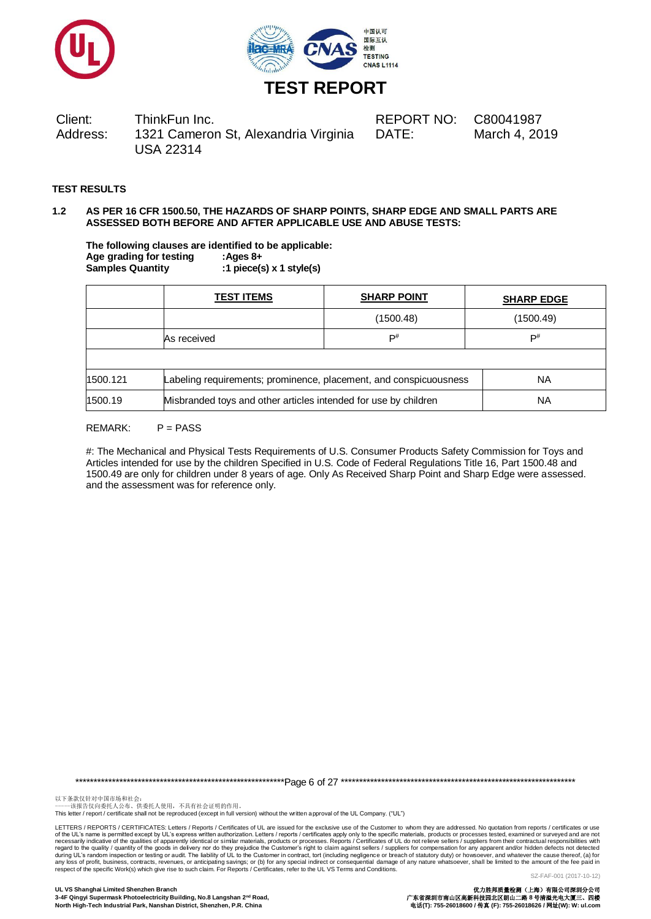# TEST REPORT

Client: ThinkFun Inc.
Address: 1321 Cameron St, Alexandria Virginia USA 22314

REPORT NO: C80041987
DATE: March 4, 2019

**TEST RESULTS**

**1.2 AS PER 16 CFR 1500.50, THE HAZARDS OF SHARP POINTS, SHARP EDGE AND SMALL PARTS ARE ASSESSED BOTH BEFORE AND AFTER APPLICABLE USE AND ABUSE TESTS:**

**The following clauses are identified to be applicable:**
**Age grading for testing :Ages 8+**
**Samples Quantity :1 piece(s) x 1 style(s)**

| | TEST ITEMS | SHARP POINT | SHARP EDGE |
|---|---|---|---|
| | | (1500.48) | (1500.49) |
| | As received | P# | P# |
| | | | |
| 1500.121 | Labeling requirements; prominence, placement, and conspicuousness | | NA |
| 1500.19 | Misbranded toys and other articles intended for use by children | | NA |

REMARK: P = PASS

#: The Mechanical and Physical Tests Requirements of U.S. Consumer Products Safety Commission for Toys and Articles intended for use by the children Specified in U.S. Code of Federal Regulations Title 16, Part 1500.48 and 1500.49 are only for children under 8 years of age. Only As Received Sharp Point and Sharp Edge were assessed. and the assessment was for reference only.

以下条款仅针对中国市场和社会：
——该报告仅向委托人公布、供委托人使用，不具有社会证明的作用。
This letter / report / certificate shall not be reproduced (except in full version) without the written approval of the UL Company. ("UL")

LETTERS / REPORTS / CERTIFICATES: Letters / Reports / Certificates of UL are issued for the exclusive use of the Customer to whom they are addressed. No quotation from reports / certificates or use of the UL's name is permitted except by UL's express written authorization. Letters / reports / certificates apply only to the specific materials, products or processes tested, examined or surveyed and are not necessarily indicative of the qualities of apparently identical or similar materials, products or processes. Reports / Certificates of UL do not relieve sellers / suppliers from their contractual responsibilities with regard to the quality / quantity of the goods in delivery nor do they prejudice the Customer's right to claim against sellers / suppliers for compensation for any apparent and/or hidden defects not detected during UL's random inspection or testing or audit. The liability of UL to the Customer in contract, tort (including negligence or breach of statutory duty) or howsoever, and whatever the cause thereof, (a) for any loss of profit, business, contracts, revenues, or anticipating savings; or (b) for any special indirect or consequential damage of any nature whatsoever, shall be limited to the amount of the fee paid in respect of the specific Work(s) which give rise to such claim. For Reports / Certificates, refer to the UL VS Terms and Conditions.

SZ-FAF-001 (2017-10-12)

**UL VS Shanghai Limited Shenzhen Branch**
**3-4F Qingyi Supermask Photoelectricity Building, No.8 Langshan 2nd Road, North High-Tech Industrial Park, Nanshan District, Shenzhen, P.R. China**

**优力胜邦质量检测（上海）有限公司深圳分公司**
**广东省深圳市南山区高新科技园北区朗山二路 8 号清溢光电大厦三、四楼**
**电话(T): 755-26018600 / 传真 (F): 755-26018626 / 网址(W): W: ul.com**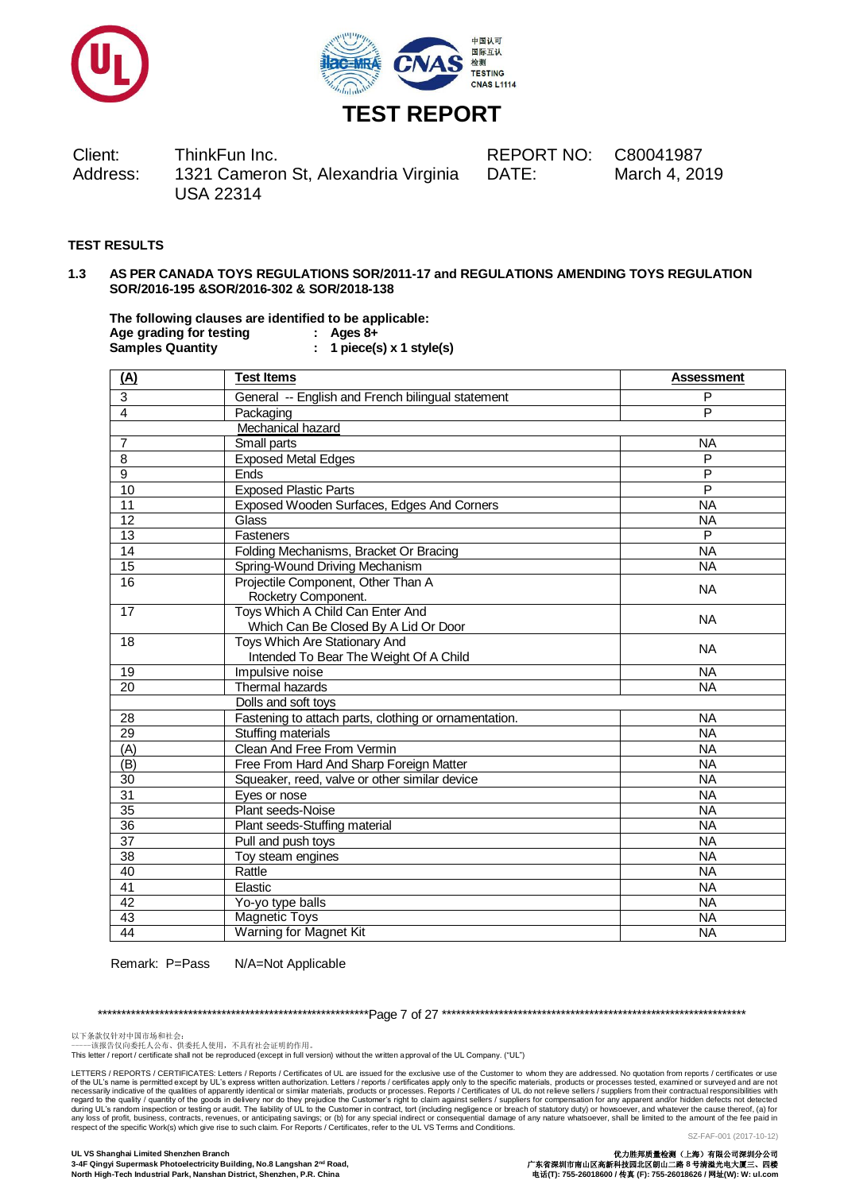# TEST REPORT

| Client: | ThinkFun Inc. | REPORT NO: | C80041987 |
|---|---|---|---|
| Address: | 1321 Cameron St, Alexandria Virginia USA 22314 | DATE: | March 4, 2019 |

**TEST RESULTS**

**1.3 AS PER CANADA TOYS REGULATIONS SOR/2011-17 and REGULATIONS AMENDING TOYS REGULATION SOR/2016-195 &SOR/2016-302 & SOR/2018-138**

**The following clauses are identified to be applicable:**
**Age grading for testing : Ages 8+**
**Samples Quantity : 1 piece(s) x 1 style(s)**

| (A) | Test Items | Assessment |
|---|---|---|
| 3 | General -- English and French bilingual statement | P |
| 4 | Packaging | P |
| | Mechanical hazard | |
| 7 | Small parts | NA |
| 8 | Exposed Metal Edges | P |
| 9 | Ends | P |
| 10 | Exposed Plastic Parts | P |
| 11 | Exposed Wooden Surfaces, Edges And Corners | NA |
| 12 | Glass | NA |
| 13 | Fasteners | P |
| 14 | Folding Mechanisms, Bracket Or Bracing | NA |
| 15 | Spring-Wound Driving Mechanism | NA |
| 16 | Projectile Component, Other Than A Rocketry Component. | NA |
| 17 | Toys Which A Child Can Enter And Which Can Be Closed By A Lid Or Door | NA |
| 18 | Toys Which Are Stationary And Intended To Bear The Weight Of A Child | NA |
| 19 | Impulsive noise | NA |
| 20 | Thermal hazards | NA |
| | Dolls and soft toys | |
| 28 | Fastening to attach parts, clothing or ornamentation. | NA |
| 29 | Stuffing materials | NA |
| (A) | Clean And Free From Vermin | NA |
| (B) | Free From Hard And Sharp Foreign Matter | NA |
| 30 | Squeaker, reed, valve or other similar device | NA |
| 31 | Eyes or nose | NA |
| 35 | Plant seeds-Noise | NA |
| 36 | Plant seeds-Stuffing material | NA |
| 37 | Pull and push toys | NA |
| 38 | Toy steam engines | NA |
| 40 | Rattle | NA |
| 41 | Elastic | NA |
| 42 | Yo-yo type balls | NA |
| 43 | Magnetic Toys | NA |
| 44 | Warning for Magnet Kit | NA |

Remark: P=Pass N/A=Not Applicable

以下条款仅针对中国市场和社会：
——该报告仅向委托人公布、供委托人使用，不具有社会证明的作用。
This letter / report / certificate shall not be reproduced (except in full version) without the written approval of the UL Company. ("UL")

LETTERS / REPORTS / CERTIFICATES: Letters / Reports / Certificates of UL are issued for the exclusive use of the Customer to whom they are addressed. No quotation from reports / certificates or use of the UL's name is permitted except by UL's express written authorization. Letters / reports / certificates apply only to the specific materials, products or processes tested, examined or surveyed and are not necessarily indicative of the qualities of apparently identical or similar materials, products or processes. Reports / Certificates of UL do not relieve sellers / suppliers from their contractual responsibilities with regard to the quality / quantity of the goods in delivery nor do they prejudice the Customer's right to claim against sellers / suppliers for compensation for any apparent and/or hidden defects not detected during UL's random inspection or testing or audit. The liability of UL to the Customer in contract, tort (including negligence or breach of statutory duty) or howsoever, and whatever the cause thereof, (a) for any loss of profit, business, contracts, revenues, or anticipating savings; or (b) for any special indirect or consequential damage of any nature whatsoever, shall be limited to the amount of the fee paid in respect of the specific Work(s) which give rise to such claim. For Reports / Certificates, refer to the UL VS Terms and Conditions.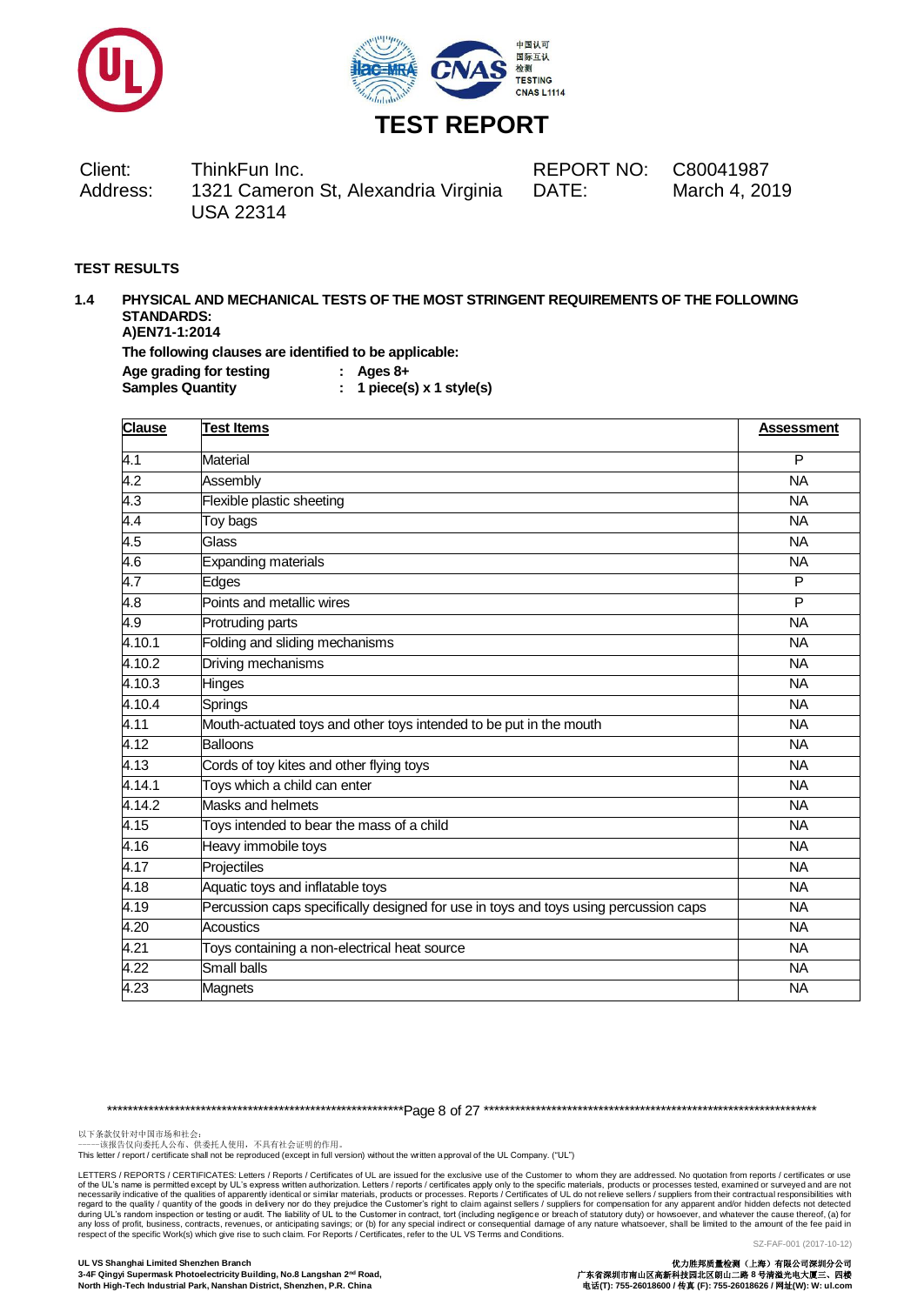# TEST REPORT

| Client: | ThinkFun Inc. | REPORT NO: | C80041987 |
|---|---|---|---|
| Address: | 1321 Cameron St, Alexandria Virginia USA 22314 | DATE: | March 4, 2019 |

**TEST RESULTS**

**1.4 PHYSICAL AND MECHANICAL TESTS OF THE MOST STRINGENT REQUIREMENTS OF THE FOLLOWING STANDARDS:**
**A)EN71-1:2014**

**The following clauses are identified to be applicable:**

**Age grading for testing : Ages 8+**
**Samples Quantity : 1 piece(s) x 1 style(s)**

| Clause | Test Items | Assessment |
|---|---|---|
| 4.1 | Material | P |
| 4.2 | Assembly | NA |
| 4.3 | Flexible plastic sheeting | NA |
| 4.4 | Toy bags | NA |
| 4.5 | Glass | NA |
| 4.6 | Expanding materials | NA |
| 4.7 | Edges | P |
| 4.8 | Points and metallic wires | P |
| 4.9 | Protruding parts | NA |
| 4.10.1 | Folding and sliding mechanisms | NA |
| 4.10.2 | Driving mechanisms | NA |
| 4.10.3 | Hinges | NA |
| 4.10.4 | Springs | NA |
| 4.11 | Mouth-actuated toys and other toys intended to be put in the mouth | NA |
| 4.12 | Balloons | NA |
| 4.13 | Cords of toy kites and other flying toys | NA |
| 4.14.1 | Toys which a child can enter | NA |
| 4.14.2 | Masks and helmets | NA |
| 4.15 | Toys intended to bear the mass of a child | NA |
| 4.16 | Heavy immobile toys | NA |
| 4.17 | Projectiles | NA |
| 4.18 | Aquatic toys and inflatable toys | NA |
| 4.19 | Percussion caps specifically designed for use in toys and toys using percussion caps | NA |
| 4.20 | Acoustics | NA |
| 4.21 | Toys containing a non-electrical heat source | NA |
| 4.22 | Small balls | NA |
| 4.23 | Magnets | NA |

以下条款仅针对中国市场和社会：
——该报告仅向委托人公布、供委托人使用，不具有社会证明的作用。
This letter / report / certificate shall not be reproduced (except in full version) without the written approval of the UL Company. ("UL")

LETTERS / REPORTS / CERTIFICATES: Letters / Reports / Certificates of UL are issued for the exclusive use of the Customer to whom they are addressed. No quotation from reports / certificates or use of the UL's name is permitted except by UL's express written authorization. Letters / reports / certificates apply only to the specific materials, products or processes tested, examined or surveyed and are not necessarily indicative of the qualities of apparently identical or similar materials, products or processes. Reports / Certificates of UL do not relieve sellers / suppliers from their contractual responsibilities with regard to the quality / quantity of the goods in delivery nor do they prejudice the Customer's right to claim against sellers / suppliers for compensation for any apparent and/or hidden defects not detected during UL's random inspection or testing or audit. The liability of UL to the Customer in contract, tort (including negligence or breach of statutory duty) or howsoever, and whatever the cause thereof, (a) for any loss of profit, business, contracts, revenues, or anticipating savings; or (b) for any special indirect or consequential damage of any nature whatsoever, shall be limited to the amount of the fee paid in respect of the specific Work(s) which give rise to such claim. For Reports / Certificates, refer to the UL VS Terms and Conditions.

SZ-FAF-001 (2017-10-12)

**UL VS Shanghai Limited Shenzhen Branch**
**3-4F Qingyi Supermask Photoelectricity Building, No.8 Langshan 2nd Road, North High-Tech Industrial Park, Nanshan District, Shenzhen, P.R. China**

**优力胜邦质量检测（上海）有限公司深圳分公司**
**广东省深圳市南山区高新科技园北区朗山二路 8 号清溢光电大厦三、四楼**
**电话(T): 755-26018600 / 传真 (F): 755-26018626 / 网址(W): W: ul.com**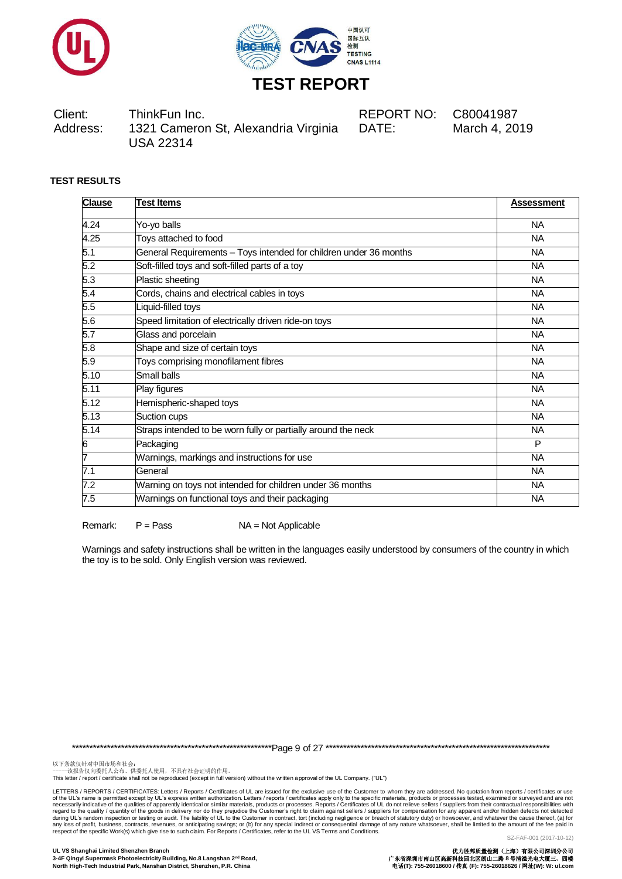# TEST REPORT

| | | | |
|---|---|---|---|
| Client: | ThinkFun Inc. | REPORT NO: | C80041987 |
| Address: | 1321 Cameron St, Alexandria Virginia USA 22314 | DATE: | March 4, 2019 |

**TEST RESULTS**

| Clause | Test Items | Assessment |
|---|---|---|
| 4.24 | Yo-yo balls | NA |
| 4.25 | Toys attached to food | NA |
| 5.1 | General Requirements – Toys intended for children under 36 months | NA |
| 5.2 | Soft-filled toys and soft-filled parts of a toy | NA |
| 5.3 | Plastic sheeting | NA |
| 5.4 | Cords, chains and electrical cables in toys | NA |
| 5.5 | Liquid-filled toys | NA |
| 5.6 | Speed limitation of electrically driven ride-on toys | NA |
| 5.7 | Glass and porcelain | NA |
| 5.8 | Shape and size of certain toys | NA |
| 5.9 | Toys comprising monofilament fibres | NA |
| 5.10 | Small balls | NA |
| 5.11 | Play figures | NA |
| 5.12 | Hemispheric-shaped toys | NA |
| 5.13 | Suction cups | NA |
| 5.14 | Straps intended to be worn fully or partially around the neck | NA |
| 6 | Packaging | P |
| 7 | Warnings, markings and instructions for use | NA |
| 7.1 | General | NA |
| 7.2 | Warning on toys not intended for children under 36 months | NA |
| 7.5 | Warnings on functional toys and their packaging | NA |

Remark: P = Pass NA = Not Applicable

Warnings and safety instructions shall be written in the languages easily understood by consumers of the country in which the toy is to be sold. Only English version was reviewed.

以下条款仅针对中国市场和社会：
——该报告仅向委托人公布、供委托人使用，不具有社会证明的作用。
This letter / report / certificate shall not be reproduced (except in full version) without the written approval of the UL Company. ("UL")

LETTERS / REPORTS / CERTIFICATES: Letters / Reports / Certificates of UL are issued for the exclusive use of the Customer to whom they are addressed. No quotation from reports / certificates or use of the UL's name is permitted except by UL's express written authorization. Letters / reports / certificates apply only to the specific materials, products or processes tested, examined or surveyed and are not necessarily indicative of the qualities of apparently identical or similar materials, products or processes. Reports / Certificates of UL do not relieve sellers / suppliers from their contractual responsibilities with regard to the quality / quantity of the goods in delivery nor do they prejudice the Customer's right to claim against sellers / suppliers for compensation for any apparent and/or hidden defects not detected during UL's random inspection or testing or audit. The liability of UL to the Customer in contract, tort (including negligence or breach of statutory duty) or howsoever, and whatever the cause thereof, (a) for any loss of profit, business, contracts, revenues, or anticipating savings; or (b) for any special indirect or consequential damage of any nature whatsoever, shall be limited to the amount of the fee paid in respect of the specific Work(s) which give rise to such claim. For Reports / Certificates, refer to the UL VS Terms and Conditions.

SZ-FAF-001 (2017-10-12)

**UL VS Shanghai Limited Shenzhen Branch**
**3-4F Qingyi Supermask Photoelectricity Building, No.8 Langshan 2nd Road, North High-Tech Industrial Park, Nanshan District, Shenzhen, P.R. China**

**优力胜邦质量检测（上海）有限公司深圳分公司**
**广东省深圳市南山区高新科技园北区朗山二路 8 号清溢光电大厦三、四楼**
**电话(T): 755-26018600 / 传真 (F): 755-26018626 / 网址(W): W: ul.com**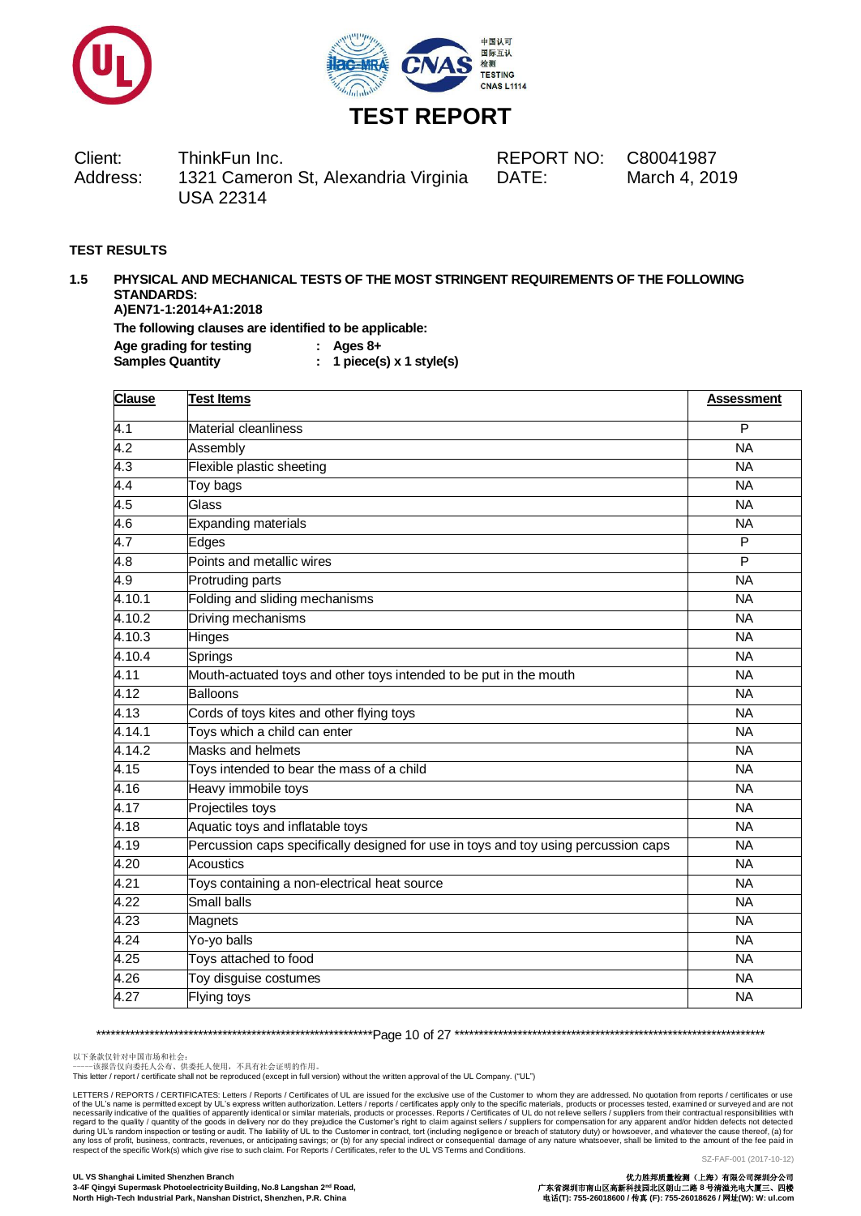# TEST REPORT

| | | | |
|---|---|---|---|
| Client: | ThinkFun Inc. | REPORT NO: | C80041987 |
| Address: | 1321 Cameron St, Alexandria Virginia USA 22314 | DATE: | March 4, 2019 |

**TEST RESULTS**

**1.5 PHYSICAL AND MECHANICAL TESTS OF THE MOST STRINGENT REQUIREMENTS OF THE FOLLOWING STANDARDS:**
**A)EN71-1:2014+A1:2018**

**The following clauses are identified to be applicable:**

**Age grading for testing : Ages 8+**
**Samples Quantity : 1 piece(s) x 1 style(s)**

| Clause | Test Items | Assessment |
|---|---|---|
| 4.1 | Material cleanliness | P |
| 4.2 | Assembly | NA |
| 4.3 | Flexible plastic sheeting | NA |
| 4.4 | Toy bags | NA |
| 4.5 | Glass | NA |
| 4.6 | Expanding materials | NA |
| 4.7 | Edges | P |
| 4.8 | Points and metallic wires | P |
| 4.9 | Protruding parts | NA |
| 4.10.1 | Folding and sliding mechanisms | NA |
| 4.10.2 | Driving mechanisms | NA |
| 4.10.3 | Hinges | NA |
| 4.10.4 | Springs | NA |
| 4.11 | Mouth-actuated toys and other toys intended to be put in the mouth | NA |
| 4.12 | Balloons | NA |
| 4.13 | Cords of toys kites and other flying toys | NA |
| 4.14.1 | Toys which a child can enter | NA |
| 4.14.2 | Masks and helmets | NA |
| 4.15 | Toys intended to bear the mass of a child | NA |
| 4.16 | Heavy immobile toys | NA |
| 4.17 | Projectiles toys | NA |
| 4.18 | Aquatic toys and inflatable toys | NA |
| 4.19 | Percussion caps specifically designed for use in toys and toy using percussion caps | NA |
| 4.20 | Acoustics | NA |
| 4.21 | Toys containing a non-electrical heat source | NA |
| 4.22 | Small balls | NA |
| 4.23 | Magnets | NA |
| 4.24 | Yo-yo balls | NA |
| 4.25 | Toys attached to food | NA |
| 4.26 | Toy disguise costumes | NA |
| 4.27 | Flying toys | NA |

以下条款仅针对中国市场和社会：
——该报告仅向委托人公布、供委托人使用，不具有社会证明的作用。
This letter / report / certificate shall not be reproduced (except in full version) without the written approval of the UL Company. ("UL")

LETTERS / REPORTS / CERTIFICATES: Letters / Reports / Certificates of UL are issued for the exclusive use of the Customer to whom they are addressed. No quotation from reports / certificates or use of the UL's name is permitted except by UL's express written authorization. Letters / reports / certificates apply only to the specific materials, products or processes tested, examined or surveyed and are not necessarily indicative of the qualities of apparently identical or similar materials, products or processes. Reports / Certificates of UL do not relieve sellers / suppliers from their contractual responsibilities with regard to the quality / quantity of the goods in delivery nor do they prejudice the Customer's right to claim against sellers / suppliers for compensation for any apparent and/or hidden defects not detected during UL's random inspection or testing or audit. The liability of UL to the Customer in contract, tort (including negligence or breach of statutory duty) or howsoever, and whatever the cause thereof, (a) for any loss of profit, business, contracts, revenues, or anticipating savings; or (b) for any special indirect or consequential damage of any nature whatsoever, shall be limited to the amount of the fee paid in respect of the specific Work(s) which give rise to such claim. For Reports / Certificates, refer to the UL VS Terms and Conditions.

SZ-FAF-001 (2017-10-12)

**UL VS Shanghai Limited Shenzhen Branch**
**3-4F Qingyi Supermask Photoelectricity Building, No.8 Langshan 2nd Road, North High-Tech Industrial Park, Nanshan District, Shenzhen, P.R. China**

**优力胜邦质量检测（上海）有限公司深圳分公司**
**广东省深圳市南山区高新科技园北区朗山二路8号清溢光电大厦三、四楼**
**电话(T): 755-26018600 / 传真 (F): 755-26018626 / 网址(W): W: ul.com**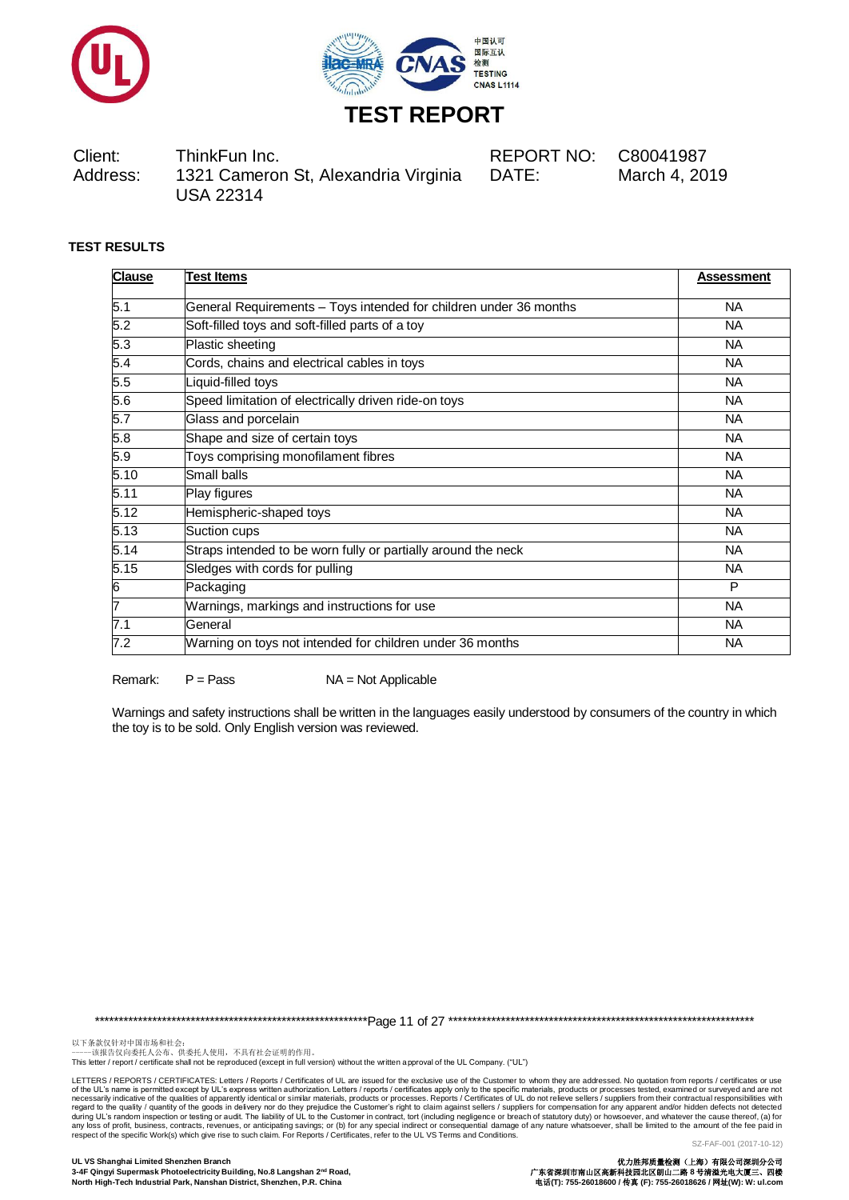# TEST REPORT

| Client: | ThinkFun Inc. | REPORT NO: | C80041987 |
|---|---|---|---|
| Address: | 1321 Cameron St, Alexandria Virginia USA 22314 | DATE: | March 4, 2019 |

**TEST RESULTS**

| Clause | Test Items | Assessment |
|---|---|---|
| 5.1 | General Requirements – Toys intended for children under 36 months | NA |
| 5.2 | Soft-filled toys and soft-filled parts of a toy | NA |
| 5.3 | Plastic sheeting | NA |
| 5.4 | Cords, chains and electrical cables in toys | NA |
| 5.5 | Liquid-filled toys | NA |
| 5.6 | Speed limitation of electrically driven ride-on toys | NA |
| 5.7 | Glass and porcelain | NA |
| 5.8 | Shape and size of certain toys | NA |
| 5.9 | Toys comprising monofilament fibres | NA |
| 5.10 | Small balls | NA |
| 5.11 | Play figures | NA |
| 5.12 | Hemispheric-shaped toys | NA |
| 5.13 | Suction cups | NA |
| 5.14 | Straps intended to be worn fully or partially around the neck | NA |
| 5.15 | Sledges with cords for pulling | NA |
| 6 | Packaging | P |
| 7 | Warnings, markings and instructions for use | NA |
| 7.1 | General | NA |
| 7.2 | Warning on toys not intended for children under 36 months | NA |

Remark: P = Pass NA = Not Applicable

Warnings and safety instructions shall be written in the languages easily understood by consumers of the country in which the toy is to be sold. Only English version was reviewed.

以下条款仅针对中国市场和社会：
——该报告仅向委托人公布、供委托人使用，不具有社会证明的作用。
This letter / report / certificate shall not be reproduced (except in full version) without the written approval of the UL Company. ("UL")

LETTERS / REPORTS / CERTIFICATES: Letters / Reports / Certificates of UL are issued for the exclusive use of the Customer to whom they are addressed. No quotation from reports / certificates or use of the UL's name is permitted except by UL's express written authorization. Letters / reports / certificates apply only to the specific materials, products or processes tested, examined or surveyed and are not necessarily indicative of the qualities of apparently identical or similar materials, products or processes. Reports / Certificates of UL do not relieve sellers / suppliers from their contractual responsibilities with regard to the quality / quantity of the goods in delivery nor do they prejudice the Customer's right to claim against sellers / suppliers for compensation for any apparent and/or hidden defects not detected during UL's random inspection or testing or audit. The liability of UL to the Customer in contract, tort (including negligence or breach of statutory duty) or howsoever, and whatever the cause thereof, (a) for any loss of profit, business, contracts, revenues, or anticipating savings; or (b) for any special indirect or consequential damage of any nature whatsoever, shall be limited to the amount of the fee paid in respect of the specific Work(s) which give rise to such claim. For Reports / Certificates, refer to the UL VS Terms and Conditions.

SZ-FAF-001 (2017-10-12)

**UL VS Shanghai Limited Shenzhen Branch**
**3-4F Qingyi Supermask Photoelectricity Building, No.8 Langshan 2nd Road, North High-Tech Industrial Park, Nanshan District, Shenzhen, P.R. China**

**优力胜邦质量检测（上海）有限公司深圳分公司**
**广东省深圳市南山区高新科技园北区朗山二路 8 号清溢光电大厦三、四楼**
**电话(T): 755-26018600 / 传真 (F): 755-26018626 / 网址(W): W: ul.com**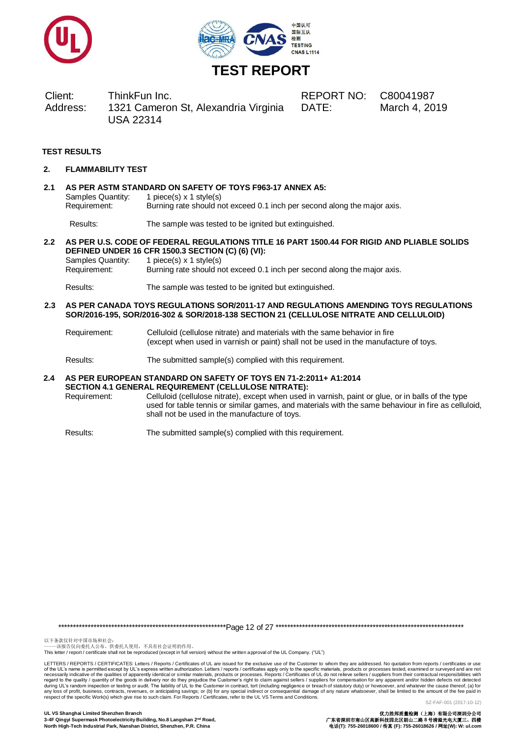# TEST REPORT

| Client: | ThinkFun Inc. | REPORT NO: | C80041987 |
|---|---|---|---|
| Address: | 1321 Cameron St, Alexandria Virginia USA 22314 | DATE: | March 4, 2019 |

**TEST RESULTS**

## 2. FLAMMABILITY TEST

### 2.1 AS PER ASTM STANDARD ON SAFETY OF TOYS F963-17 ANNEX A5:

Samples Quantity: 1 piece(s) x 1 style(s)

Requirement: Burning rate should not exceed 0.1 inch per second along the major axis.

Results: The sample was tested to be ignited but extinguished.

### 2.2 AS PER U.S. CODE OF FEDERAL REGULATIONS TITLE 16 PART 1500.44 FOR RIGID AND PLIABLE SOLIDS DEFINED UNDER 16 CFR 1500.3 SECTION (C) (6) (VI):

Samples Quantity: 1 piece(s) x 1 style(s)

Requirement: Burning rate should not exceed 0.1 inch per second along the major axis.

Results: The sample was tested to be ignited but extinguished.

### 2.3 AS PER CANADA TOYS REGULATIONS SOR/2011-17 AND REGULATIONS AMENDING TOYS REGULATIONS SOR/2016-195, SOR/2016-302 & SOR/2018-138 SECTION 21 (CELLULOSE NITRATE AND CELLULOID)

Requirement: Celluloid (cellulose nitrate) and materials with the same behavior in fire (except when used in varnish or paint) shall not be used in the manufacture of toys.

Results: The submitted sample(s) complied with this requirement.

### 2.4 AS PER EUROPEAN STANDARD ON SAFETY OF TOYS EN 71-2:2011+ A1:2014 SECTION 4.1 GENERAL REQUIREMENT (CELLULOSE NITRATE):

Requirement: Celluloid (cellulose nitrate), except when used in varnish, paint or glue, or in balls of the type used for table tennis or similar games, and materials with the same behaviour in fire as celluloid, shall not be used in the manufacture of toys.

Results: The submitted sample(s) complied with this requirement.

以下条款仅针对中国市场和社会：
——该报告仅向委托人公布、供委托人使用，不具有社会证明的作用。
This letter / report / certificate shall not be reproduced (except in full version) without the written approval of the UL Company. ("UL")

LETTERS / REPORTS / CERTIFICATES: Letters / Reports / Certificates of UL are issued for the exclusive use of the Customer to whom they are addressed. No quotation from reports / certificates or use of the UL's name is permitted except by UL's express written authorization. Letters / reports / certificates apply only to the specific materials, products or processes tested, examined or surveyed and are not necessarily indicative of the qualities of apparently identical or similar materials, products or processes. Reports / Certificates of UL do not relieve sellers / suppliers from their contractual responsibilities with regard to the quality / quantity of the goods in delivery nor do they prejudice the Customer's right to claim against sellers / suppliers for compensation for any apparent and/or hidden defects not detected during UL's random inspection or testing or audit. The liability of UL to the Customer in contract, tort (including negligence or breach of statutory duty) or howsoever, and whatever the cause thereof, (a) for any loss of profit, business, contracts, revenues, or anticipating savings; or (b) for any special indirect or consequential damage of any nature whatsoever, shall be limited to the amount of the fee paid in respect of the specific Work(s) which give rise to such claim. For Reports / Certificates, refer to the UL VS Terms and Conditions.

SZ-FAF-001 (2017-10-12)

**UL VS Shanghai Limited Shenzhen Branch**
**3-4F Qingyi Supermask Photoelectricity Building, No.8 Langshan 2nd Road, North High-Tech Industrial Park, Nanshan District, Shenzhen, P.R. China**

**优力胜邦质量检测（上海）有限公司深圳分公司**
**广东省深圳市南山区高新科技园北区朗山二路 8 号清溢光电大厦三、四楼**
**电话(T): 755-26018600 / 传真 (F): 755-26018626 / 网址(W): W: ul.com**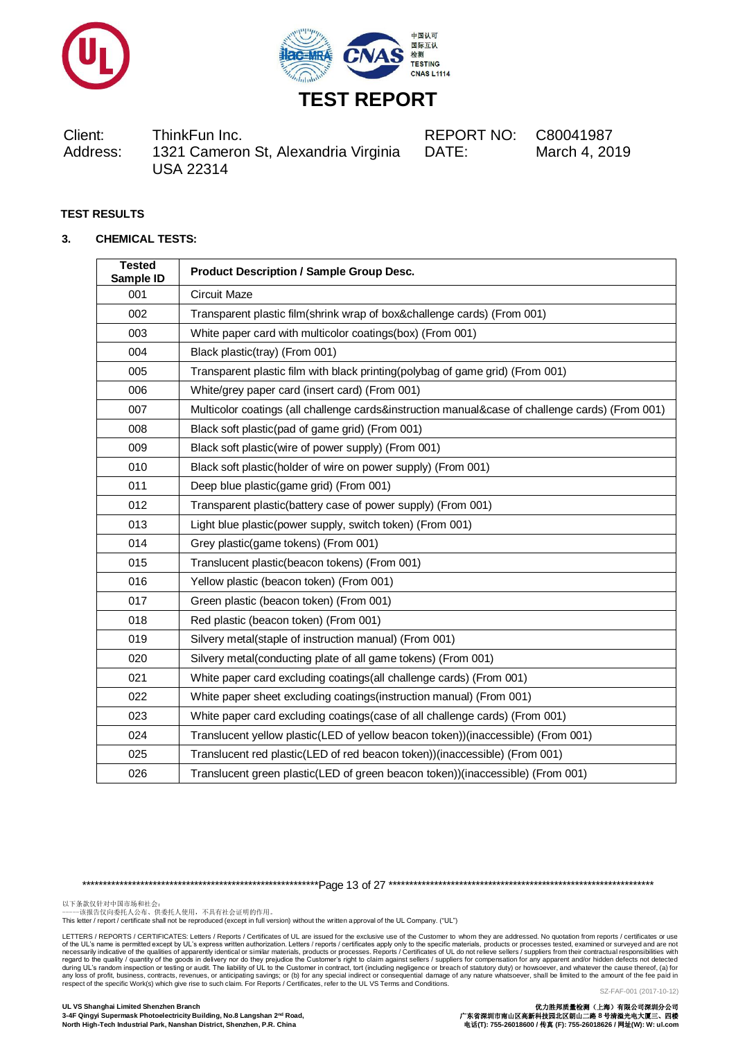# TEST REPORT

| Client: | ThinkFun Inc. | REPORT NO: | C80041987 |
|---|---|---|---|
| Address: | 1321 Cameron St, Alexandria Virginia USA 22314 | DATE: | March 4, 2019 |

**TEST RESULTS**

**3. CHEMICAL TESTS:**

| Tested Sample ID | Product Description / Sample Group Desc. |
|---|---|
| 001 | Circuit Maze |
| 002 | Transparent plastic film(shrink wrap of box&challenge cards) (From 001) |
| 003 | White paper card with multicolor coatings(box) (From 001) |
| 004 | Black plastic(tray) (From 001) |
| 005 | Transparent plastic film with black printing(polybag of game grid) (From 001) |
| 006 | White/grey paper card (insert card) (From 001) |
| 007 | Multicolor coatings (all challenge cards&instruction manual&case of challenge cards) (From 001) |
| 008 | Black soft plastic(pad of game grid) (From 001) |
| 009 | Black soft plastic(wire of power supply) (From 001) |
| 010 | Black soft plastic(holder of wire on power supply) (From 001) |
| 011 | Deep blue plastic(game grid) (From 001) |
| 012 | Transparent plastic(battery case of power supply) (From 001) |
| 013 | Light blue plastic(power supply, switch token) (From 001) |
| 014 | Grey plastic(game tokens) (From 001) |
| 015 | Translucent plastic(beacon tokens) (From 001) |
| 016 | Yellow plastic (beacon token) (From 001) |
| 017 | Green plastic (beacon token) (From 001) |
| 018 | Red plastic (beacon token) (From 001) |
| 019 | Silvery metal(staple of instruction manual) (From 001) |
| 020 | Silvery metal(conducting plate of all game tokens) (From 001) |
| 021 | White paper card excluding coatings(all challenge cards) (From 001) |
| 022 | White paper sheet excluding coatings(instruction manual) (From 001) |
| 023 | White paper card excluding coatings(case of all challenge cards) (From 001) |
| 024 | Translucent yellow plastic(LED of yellow beacon token))(inaccessible) (From 001) |
| 025 | Translucent red plastic(LED of red beacon token))(inaccessible) (From 001) |
| 026 | Translucent green plastic(LED of green beacon token))(inaccessible) (From 001) |

以下条款仅针对中国市场和社会:
——该报告仅向委托人公布、供委托人使用，不具有社会证明的作用。
This letter / report / certificate shall not be reproduced (except in full version) without the written approval of the UL Company. ("UL")

LETTERS / REPORTS / CERTIFICATES: Letters / Reports / Certificates of UL are issued for the exclusive use of the Customer to whom they are addressed. No quotation from reports / certificates or use of the UL's name is permitted except by UL's express written authorization. Letters / reports / certificates apply only to the specific materials, products or processes tested, examined or surveyed and are not necessarily indicative of the qualities of apparently identical or similar materials, products or processes. Reports / Certificates of UL do not relieve sellers / suppliers from their contractual responsibilities with regard to the quality / quantity of the goods in delivery nor do they prejudice the Customer's right to claim against sellers / suppliers for compensation for any apparent and/or hidden defects not detected during UL's random inspection or testing or audit. The liability of UL to the Customer in contract, tort (including negligence or breach of statutory duty) or howsoever, and whatever the cause thereof, (a) for any loss of profit, business, contracts, revenues, or anticipating savings; or (b) for any special indirect or consequential damage of any nature whatsoever, shall be limited to the amount of the fee paid in respect of the specific Work(s) which give rise to such claim. For Reports / Certificates, refer to the UL VS Terms and Conditions.

SZ-FAF-001 (2017-10-12)

**UL VS Shanghai Limited Shenzhen Branch**
**3-4F Qingyi Supermask Photoelectricity Building, No.8 Langshan 2nd Road, North High-Tech Industrial Park, Nanshan District, Shenzhen, P.R. China**

**优力胜邦质量检测（上海）有限公司深圳分公司**
**广东省深圳市南山区高新科技园北区朗山二路 8 号清溢光电大厦三、四楼**
**电话(T): 755-26018600 / 传真 (F): 755-26018626 / 网址(W): W: ul.com**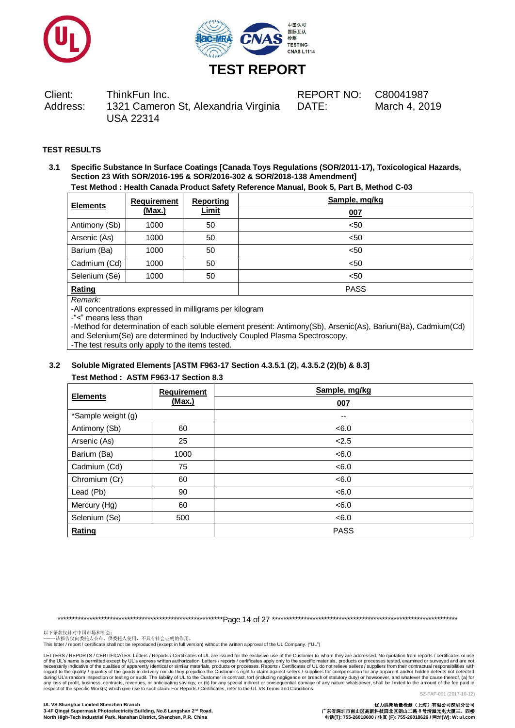# TEST REPORT

| Client: | ThinkFun Inc. | REPORT NO: | C80041987 |
|---|---|---|---|
| Address: | 1321 Cameron St, Alexandria Virginia USA 22314 | DATE: | March 4, 2019 |

## TEST RESULTS

### 3.1 Specific Substance In Surface Coatings [Canada Toys Regulations (SOR/2011-17), Toxicological Hazards, Section 23 With SOR/2016-195 & SOR/2016-302 & SOR/2018-138 Amendment]

**Test Method : Health Canada Product Safety Reference Manual, Book 5, Part B, Method C-03**

| Elements | Requirement (Max.) | Reporting Limit | Sample, mg/kg 007 |
|---|---|---|---|
| Antimony (Sb) | 1000 | 50 | <50 |
| Arsenic (As) | 1000 | 50 | <50 |
| Barium (Ba) | 1000 | 50 | <50 |
| Cadmium (Cd) | 1000 | 50 | <50 |
| Selenium (Se) | 1000 | 50 | <50 |
| **Rating** | | | PASS |

*Remark:*

-All concentrations expressed in milligrams per kilogram

-"<" means less than

-Method for determination of each soluble element present: Antimony(Sb), Arsenic(As), Barium(Ba), Cadmium(Cd) and Selenium(Se) are determined by Inductively Coupled Plasma Spectroscopy.

-The test results only apply to the items tested.

### 3.2 Soluble Migrated Elements [ASTM F963-17 Section 4.3.5.1 (2), 4.3.5.2 (2)(b) & 8.3]

**Test Method : ASTM F963-17 Section 8.3**

| Elements | Requirement (Max.) | Sample, mg/kg 007 |
|---|---|---|
| *Sample weight (g) | | -- |
| Antimony (Sb) | 60 | <6.0 |
| Arsenic (As) | 25 | <2.5 |
| Barium (Ba) | 1000 | <6.0 |
| Cadmium (Cd) | 75 | <6.0 |
| Chromium (Cr) | 60 | <6.0 |
| Lead (Pb) | 90 | <6.0 |
| Mercury (Hg) | 60 | <6.0 |
| Selenium (Se) | 500 | <6.0 |
| **Rating** | | PASS |

以下条款仅针对中国市场和社会:
——该报告仅向委托人公布、供委托人使用，不具有社会证明的作用。
This letter / report / certificate shall not be reproduced (except in full version) without the written approval of the UL Company. ("UL")

LETTERS / REPORTS / CERTIFICATES: Letters / Reports / Certificates of UL are issued for the exclusive use of the Customer to whom they are addressed. No quotation from reports / certificates or use of the UL's name is permitted except by UL's express written authorization. Letters / reports / certificates apply only to the specific materials, products or processes tested, examined or surveyed and are not necessarily indicative of the qualities of apparently identical or similar materials, products or processes. Reports / Certificates of UL do not relieve sellers / suppliers from their contractual responsibilities with regard to the quality / quantity of the goods in delivery nor do they prejudice the Customer's right to claim against sellers / suppliers for compensation for any apparent and/or hidden defects not detected during UL's random inspection or testing or audit. The liability of UL to the Customer in contract, tort (including negligence or breach of statutory duty) or howsoever, and whatever the cause thereof, (a) for any loss of profit, business, contracts, revenues, or anticipating savings; or (b) for any special indirect or consequential damage of any nature whatsoever, shall be limited to the amount of the fee paid in respect of the specific Work(s) which give rise to such claim. For Reports / Certificates, refer to the UL VS Terms and Conditions.

SZ-FAF-001 (2017-10-12)

**UL VS Shanghai Limited Shenzhen Branch**
**3-4F Qingyi Supermask Photoelectricity Building, No.8 Langshan 2nd Road, North High-Tech Industrial Park, Nanshan District, Shenzhen, P.R. China**

**优力胜邦质量检测（上海）有限公司深圳分公司**
**广东省深圳市南山区高新科技园北区朗山二路 8 号清溢光电大厦三、四楼**
**电话(T): 755-26018600 / 传真 (F): 755-26018626 / 网址(W): W: ul.com**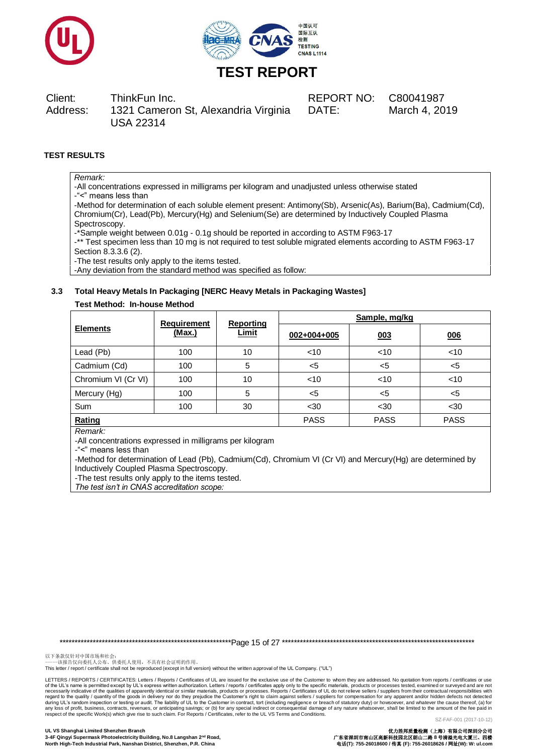# TEST REPORT

| Client: | ThinkFun Inc. | REPORT NO: | C80041987 |
|---|---|---|---|
| Address: | 1321 Cameron St, Alexandria Virginia USA 22314 | DATE: | March 4, 2019 |

**TEST RESULTS**

*Remark:*

-All concentrations expressed in milligrams per kilogram and unadjusted unless otherwise stated

-"<" means less than

-Method for determination of each soluble element present: Antimony(Sb), Arsenic(As), Barium(Ba), Cadmium(Cd), Chromium(Cr), Lead(Pb), Mercury(Hg) and Selenium(Se) are determined by Inductively Coupled Plasma Spectroscopy.

-*Sample weight between 0.01g - 0.1g should be reported in according to ASTM F963-17

-** Test specimen less than 10 mg is not required to test soluble migrated elements according to ASTM F963-17 Section 8.3.3.6 (2).

-The test results only apply to the items tested.

-Any deviation from the standard method was specified as follow:

### 3.3 Total Heavy Metals In Packaging [NERC Heavy Metals in Packaging Wastes]

**Test Method: In-house Method**

| Elements | Requirement (Max.) | Reporting Limit | Sample, mg/kg | | |
|---|---|---|---|---|---|
| | | | 002+004+005 | 003 | 006 |
| Lead (Pb) | 100 | 10 | <10 | <10 | <10 |
| Cadmium (Cd) | 100 | 5 | <5 | <5 | <5 |
| Chromium VI (Cr VI) | 100 | 10 | <10 | <10 | <10 |
| Mercury (Hg) | 100 | 5 | <5 | <5 | <5 |
| Sum | 100 | 30 | <30 | <30 | <30 |
| **Rating** | | | PASS | PASS | PASS |

*Remark:*

-All concentrations expressed in milligrams per kilogram

-"<" means less than

-Method for determination of Lead (Pb), Cadmium(Cd), Chromium VI (Cr VI) and Mercury(Hg) are determined by Inductively Coupled Plasma Spectroscopy.

-The test results only apply to the items tested.

*The test isn't in CNAS accreditation scope:*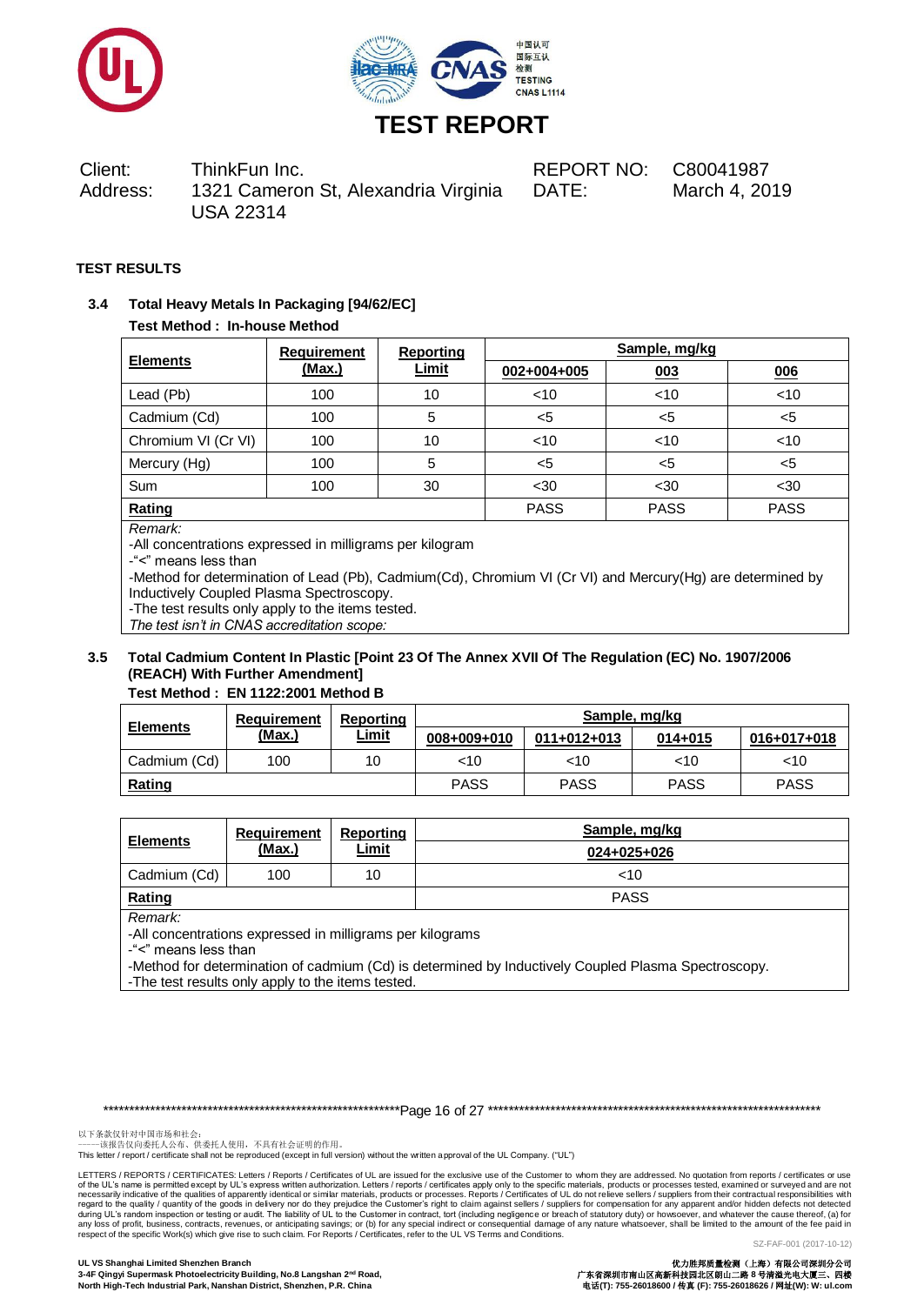# TEST REPORT

| | | | |
|---|---|---|---|
| Client: | ThinkFun Inc. | REPORT NO: | C80041987 |
| Address: | 1321 Cameron St, Alexandria Virginia USA 22314 | DATE: | March 4, 2019 |

**TEST RESULTS**

### 3.4 Total Heavy Metals In Packaging [94/62/EC]

**Test Method : In-house Method**

| Elements | Requirement (Max.) | Reporting Limit | Sample, mg/kg | | |
|---|---|---|---|---|---|
| | | | 002+004+005 | 003 | 006 |
| Lead (Pb) | 100 | 10 | <10 | <10 | <10 |
| Cadmium (Cd) | 100 | 5 | <5 | <5 | <5 |
| Chromium VI (Cr VI) | 100 | 10 | <10 | <10 | <10 |
| Mercury (Hg) | 100 | 5 | <5 | <5 | <5 |
| Sum | 100 | 30 | <30 | <30 | <30 |
| **Rating** | | | PASS | PASS | PASS |

*Remark:*
-All concentrations expressed in milligrams per kilogram
-"<" means less than
-Method for determination of Lead (Pb), Cadmium(Cd), Chromium VI (Cr VI) and Mercury(Hg) are determined by Inductively Coupled Plasma Spectroscopy.
-The test results only apply to the items tested.
*The test isn't in CNAS accreditation scope:*

### 3.5 Total Cadmium Content In Plastic [Point 23 Of The Annex XVII Of The Regulation (EC) No. 1907/2006 (REACH) With Further Amendment]

**Test Method : EN 1122:2001 Method B**

| Elements | Requirement (Max.) | Reporting Limit | Sample, mg/kg | | | |
|---|---|---|---|---|---|---|
| | | | 008+009+010 | 011+012+013 | 014+015 | 016+017+018 |
| Cadmium (Cd) | 100 | 10 | <10 | <10 | <10 | <10 |
| **Rating** | | | PASS | PASS | PASS | PASS |

| Elements | Requirement (Max.) | Reporting Limit | Sample, mg/kg |
|---|---|---|---|
| | | | 024+025+026 |
| Cadmium (Cd) | 100 | 10 | <10 |
| **Rating** | | | PASS |

*Remark:*
-All concentrations expressed in milligrams per kilograms
-"<" means less than
-Method for determination of cadmium (Cd) is determined by Inductively Coupled Plasma Spectroscopy.
-The test results only apply to the items tested.

以下条款仅针对中国市场和社会：
——该报告仅向委托人公布、供委托人使用，不具有社会证明的作用。
This letter / report / certificate shall not be reproduced (except in full version) without the written approval of the UL Company. ("UL")

LETTERS / REPORTS / CERTIFICATES: Letters / Reports / Certificates of UL are issued for the exclusive use of the Customer to whom they are addressed. No quotation from reports / certificates or use of the UL's name is permitted except by UL's express written authorization. Letters / reports / certificates apply only to the specific materials, products or processes tested, examined or surveyed and are not necessarily indicative of the qualities of apparently identical or similar materials, products or processes. Reports / Certificates of UL do not relieve sellers / suppliers from their contractual responsibilities with regard to the quality / quantity of the goods in delivery nor do they prejudice the Customer's right to claim against sellers / suppliers for compensation for any apparent and/or hidden defects not detected during UL's random inspection or testing or audit. The liability of UL to the Customer in contract, tort (including negligence or breach of statutory duty) or howsoever, and whatever the cause thereof, (a) for any loss of profit, business, contracts, revenues, or anticipating savings; or (b) for any special indirect or consequential damage of any nature whatsoever, shall be limited to the amount of the fee paid in respect of the specific Work(s) which give rise to such claim. For Reports / Certificates, refer to the UL VS Terms and Conditions.

SZ-FAF-001 (2017-10-12)

**UL VS Shanghai Limited Shenzhen Branch**
**3-4F Qingyi Supermask Photoelectricity Building, No.8 Langshan 2nd Road, North High-Tech Industrial Park, Nanshan District, Shenzhen, P.R. China**

**优力胜邦质量检测（上海）有限公司深圳分公司**
**广东省深圳市南山区高新科技园北区朗山二路 8 号清溢光电大厦三、四楼**
**电话(T): 755-26018600 / 传真 (F): 755-26018626 / 网址(W): W: ul.com**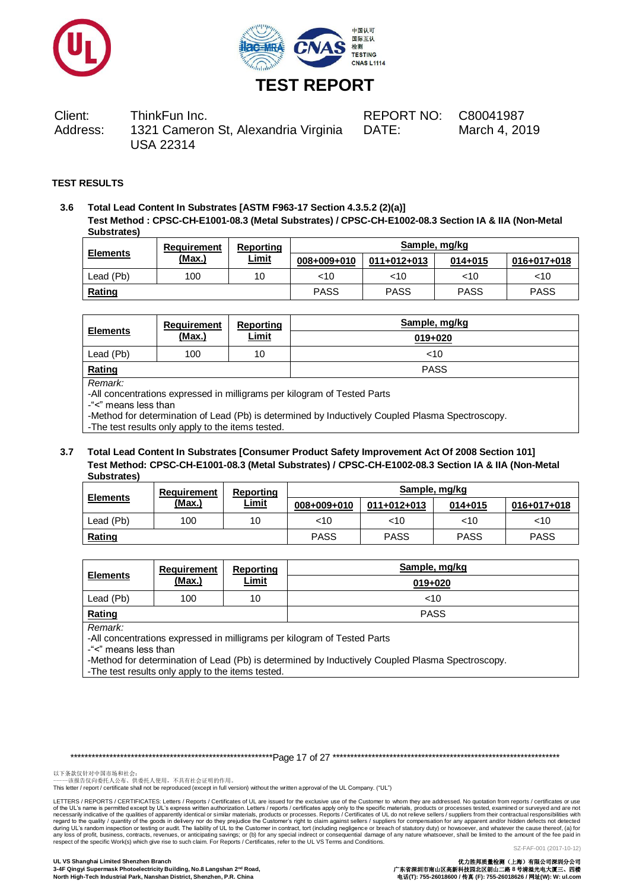# TEST REPORT

Client: ThinkFun Inc.
Address: 1321 Cameron St, Alexandria Virginia USA 22314

REPORT NO: C80041987
DATE: March 4, 2019

**TEST RESULTS**

**3.6 Total Lead Content In Substrates [ASTM F963-17 Section 4.3.5.2 (2)(a)]**
**Test Method : CPSC-CH-E1001-08.3 (Metal Substrates) / CPSC-CH-E1002-08.3 Section IA & IIA (Non-Metal Substrates)**

| Elements | Requirement (Max.) | Reporting Limit | Sample, mg/kg | | | |
|---|---|---|---|---|---|---|
| | | | 008+009+010 | 011+012+013 | 014+015 | 016+017+018 |
| Lead (Pb) | 100 | 10 | <10 | <10 | <10 | <10 |
| Rating | | | PASS | PASS | PASS | PASS |

| Elements | Requirement (Max.) | Reporting Limit | Sample, mg/kg |
|---|---|---|---|
| | | | 019+020 |
| Lead (Pb) | 100 | 10 | <10 |
| Rating | | | PASS |

*Remark:*
-All concentrations expressed in milligrams per kilogram of Tested Parts
-"<" means less than
-Method for determination of Lead (Pb) is determined by Inductively Coupled Plasma Spectroscopy.
-The test results only apply to the items tested.

**3.7 Total Lead Content In Substrates [Consumer Product Safety Improvement Act Of 2008 Section 101]**
**Test Method: CPSC-CH-E1001-08.3 (Metal Substrates) / CPSC-CH-E1002-08.3 Section IA & IIA (Non-Metal Substrates)**

| Elements | Requirement (Max.) | Reporting Limit | Sample, mg/kg | | | |
|---|---|---|---|---|---|---|
| | | | 008+009+010 | 011+012+013 | 014+015 | 016+017+018 |
| Lead (Pb) | 100 | 10 | <10 | <10 | <10 | <10 |
| Rating | | | PASS | PASS | PASS | PASS |

| Elements | Requirement (Max.) | Reporting Limit | Sample, mg/kg |
|---|---|---|---|
| | | | 019+020 |
| Lead (Pb) | 100 | 10 | <10 |
| Rating | | | PASS |

*Remark:*
-All concentrations expressed in milligrams per kilogram of Tested Parts
-"<" means less than
-Method for determination of Lead (Pb) is determined by Inductively Coupled Plasma Spectroscopy.
-The test results only apply to the items tested.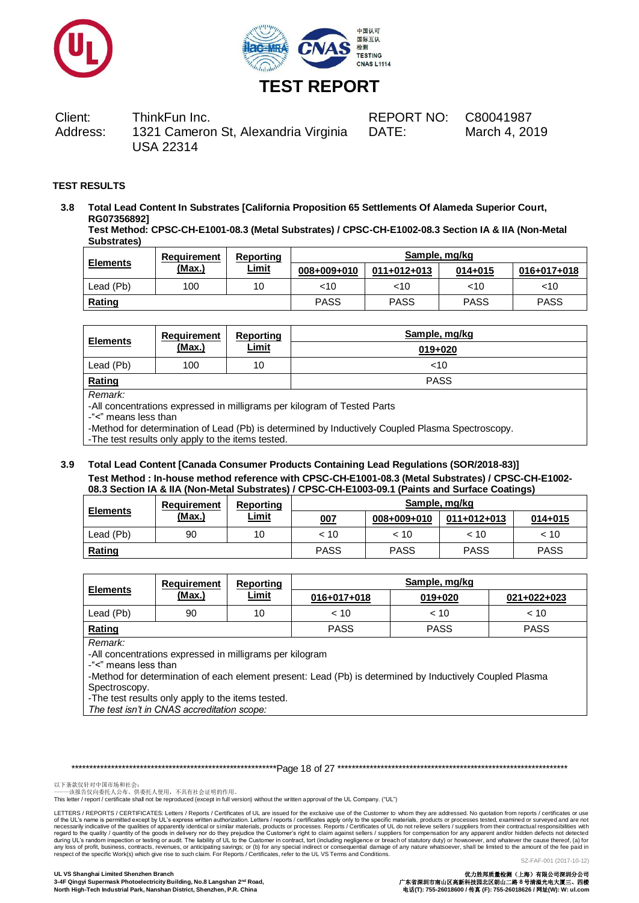# TEST REPORT

Client: ThinkFun Inc.

Address: 1321 Cameron St, Alexandria Virginia USA 22314

REPORT NO: C80041987

DATE: March 4, 2019

**TEST RESULTS**

**3.8 Total Lead Content In Substrates [California Proposition 65 Settlements Of Alameda Superior Court, RG07356892]**

**Test Method: CPSC-CH-E1001-08.3 (Metal Substrates) / CPSC-CH-E1002-08.3 Section IA & IIA (Non-Metal Substrates)**

| Elements | Requirement (Max.) | Reporting Limit | Sample, mg/kg | | | |
|---|---|---|---|---|---|---|
| | | | 008+009+010 | 011+012+013 | 014+015 | 016+017+018 |
| Lead (Pb) | 100 | 10 | <10 | <10 | <10 | <10 |
| Rating | | | PASS | PASS | PASS | PASS |

| Elements | Requirement (Max.) | Reporting Limit | Sample, mg/kg |
|---|---|---|---|
| | | | 019+020 |
| Lead (Pb) | 100 | 10 | <10 |
| Rating | | | PASS |

*Remark:*

-All concentrations expressed in milligrams per kilogram of Tested Parts

-"<" means less than

-Method for determination of Lead (Pb) is determined by Inductively Coupled Plasma Spectroscopy.

-The test results only apply to the items tested.

**3.9 Total Lead Content [Canada Consumer Products Containing Lead Regulations (SOR/2018-83)]**

**Test Method : In-house method reference with CPSC-CH-E1001-08.3 (Metal Substrates) / CPSC-CH-E1002-08.3 Section IA & IIA (Non-Metal Substrates) / CPSC-CH-E1003-09.1 (Paints and Surface Coatings)**

| Elements | Requirement (Max.) | Reporting Limit | Sample, mg/kg | | | |
|---|---|---|---|---|---|---|
| | | | 007 | 008+009+010 | 011+012+013 | 014+015 |
| Lead (Pb) | 90 | 10 | < 10 | < 10 | < 10 | < 10 |
| Rating | | | PASS | PASS | PASS | PASS |

| Elements | Requirement (Max.) | Reporting Limit | Sample, mg/kg | | |
|---|---|---|---|---|---|
| | | | 016+017+018 | 019+020 | 021+022+023 |
| Lead (Pb) | 90 | 10 | < 10 | < 10 | < 10 |
| Rating | | | PASS | PASS | PASS |

*Remark:*

-All concentrations expressed in milligrams per kilogram

-"<" means less than

-Method for determination of each element present: Lead (Pb) is determined by Inductively Coupled Plasma Spectroscopy.

-The test results only apply to the items tested.

*The test isn't in CNAS accreditation scope:*

以下条款仅针对中国市场和社会：
——该报告仅向委托人公布、供委托人使用，不具有社会证明的作用。
This letter / report / certificate shall not be reproduced (except in full version) without the written approval of the UL Company. ("UL")

LETTERS / REPORTS / CERTIFICATES: Letters / Reports / Certificates of UL are issued for the exclusive use of the Customer to whom they are addressed. No quotation from reports / certificates or use of the UL's name is permitted except by UL's express written authorization. Letters / reports / certificates apply only to the specific materials, products or processes tested, examined or surveyed and are not necessarily indicative of the qualities of apparently identical or similar materials, products or processes. Reports / Certificates of UL do not relieve sellers / suppliers from their contractual responsibilities with regard to the quality / quantity of the goods in delivery nor do they prejudice the Customer's right to claim against sellers / suppliers for compensation for any apparent and/or hidden defects not detected during UL's random inspection or testing or audit. The liability of UL to the Customer in contract, tort (including negligence or breach of statutory duty) or howsoever, and whatever the cause thereof, (a) for any loss of profit, business, contracts, revenues, or anticipating savings; or (b) for any special indirect or consequential damage of any nature whatsoever, shall be limited to the amount of the fee paid in respect of the specific Work(s) which give rise to such claim. For Reports / Certificates, refer to the UL VS Terms and Conditions.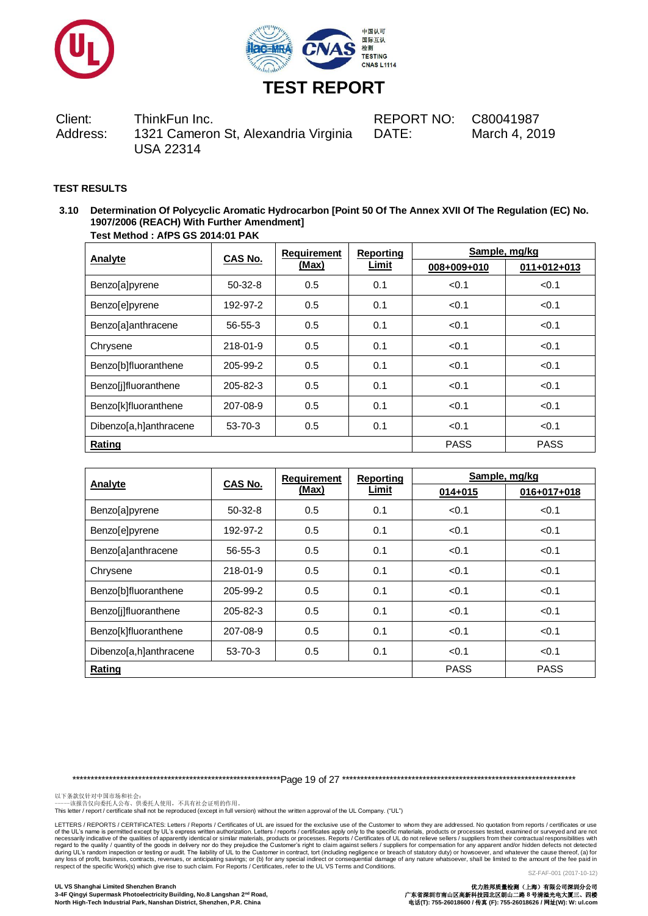# TEST REPORT

Client: ThinkFun Inc.
Address: 1321 Cameron St, Alexandria Virginia USA 22314

REPORT NO: C80041987
DATE: March 4, 2019

**TEST RESULTS**

**3.10 Determination Of Polycyclic Aromatic Hydrocarbon [Point 50 Of The Annex XVII Of The Regulation (EC) No. 1907/2006 (REACH) With Further Amendment]**

**Test Method : AfPS GS 2014:01 PAK**

| Analyte | CAS No. | Requirement (Max) | Reporting Limit | Sample, mg/kg | |
|---|---|---|---|---|---|
| | | | | 008+009+010 | 011+012+013 |
| Benzo[a]pyrene | 50-32-8 | 0.5 | 0.1 | <0.1 | <0.1 |
| Benzo[e]pyrene | 192-97-2 | 0.5 | 0.1 | <0.1 | <0.1 |
| Benzo[a]anthracene | 56-55-3 | 0.5 | 0.1 | <0.1 | <0.1 |
| Chrysene | 218-01-9 | 0.5 | 0.1 | <0.1 | <0.1 |
| Benzo[b]fluoranthene | 205-99-2 | 0.5 | 0.1 | <0.1 | <0.1 |
| Benzo[j]fluoranthene | 205-82-3 | 0.5 | 0.1 | <0.1 | <0.1 |
| Benzo[k]fluoranthene | 207-08-9 | 0.5 | 0.1 | <0.1 | <0.1 |
| Dibenzo[a,h]anthracene | 53-70-3 | 0.5 | 0.1 | <0.1 | <0.1 |
| **Rating** | | | | PASS | PASS |

| Analyte | CAS No. | Requirement (Max) | Reporting Limit | Sample, mg/kg | |
|---|---|---|---|---|---|
| | | | | 014+015 | 016+017+018 |
| Benzo[a]pyrene | 50-32-8 | 0.5 | 0.1 | <0.1 | <0.1 |
| Benzo[e]pyrene | 192-97-2 | 0.5 | 0.1 | <0.1 | <0.1 |
| Benzo[a]anthracene | 56-55-3 | 0.5 | 0.1 | <0.1 | <0.1 |
| Chrysene | 218-01-9 | 0.5 | 0.1 | <0.1 | <0.1 |
| Benzo[b]fluoranthene | 205-99-2 | 0.5 | 0.1 | <0.1 | <0.1 |
| Benzo[j]fluoranthene | 205-82-3 | 0.5 | 0.1 | <0.1 | <0.1 |
| Benzo[k]fluoranthene | 207-08-9 | 0.5 | 0.1 | <0.1 | <0.1 |
| Dibenzo[a,h]anthracene | 53-70-3 | 0.5 | 0.1 | <0.1 | <0.1 |
| **Rating** | | | | PASS | PASS |

以下条款仅针对中国市场和社会：
——该报告仅向委托人公布、供委托人使用，不具有社会证明的作用。
This letter / report / certificate shall not be reproduced (except in full version) without the written approval of the UL Company. ("UL")

LETTERS / REPORTS / CERTIFICATES: Letters / Reports / Certificates of UL are issued for the exclusive use of the Customer to whom they are addressed. No quotation from reports / certificates or use of the UL's name is permitted except by UL's express written authorization. Letters / reports / certificates apply only to the specific materials, products or processes tested, examined or surveyed and are not necessarily indicative of the qualities of apparently identical or similar materials, products or processes. Reports / Certificates of UL do not relieve sellers / suppliers from their contractual responsibilities with regard to the quality / quantity of the goods in delivery nor do they prejudice the Customer's right to claim against sellers / suppliers for compensation for any apparent and/or hidden defects not detected during UL's random inspection or testing or audit. The liability of UL to the Customer in contract, tort (including negligence or breach of statutory duty) or howsoever, and whatever the cause thereof, (a) for any loss of profit, business, contracts, revenues, or anticipating savings; or (b) for any special indirect or consequential damage of any nature whatsoever, shall be limited to the amount of the fee paid in respect of the specific Work(s) which give rise to such claim. For Reports / Certificates, refer to the UL VS Terms and Conditions.

SZ-FAF-001 (2017-10-12)

**UL VS Shanghai Limited Shenzhen Branch**
**3-4F Qingyi Supermask Photoelectricity Building, No.8 Langshan 2nd Road, North High-Tech Industrial Park, Nanshan District, Shenzhen, P.R. China**

**优力胜邦质量检测（上海）有限公司深圳分公司**
**广东省深圳市南山区高新科技园北区朗山二路 8 号清溢光电大厦三、四楼**
**电话(T): 755-26018600 / 传真 (F): 755-26018626 / 网址(W): W: ul.com**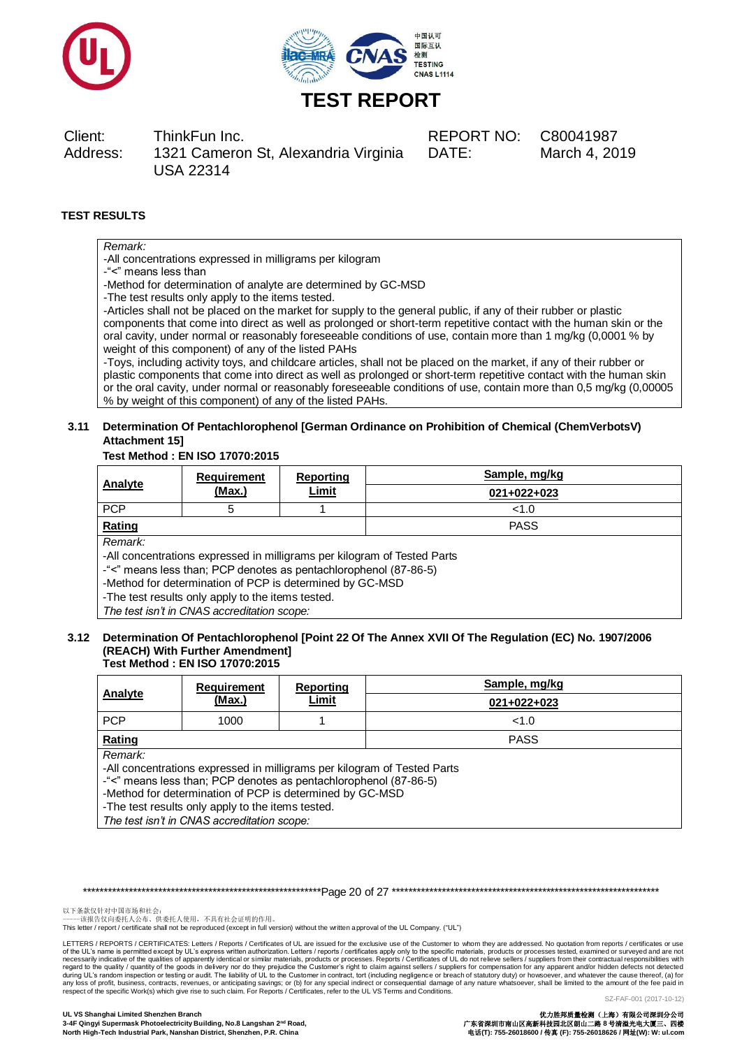# TEST REPORT

Client: ThinkFun Inc.
Address: 1321 Cameron St, Alexandria Virginia USA 22314

REPORT NO: C80041987
DATE: March 4, 2019

**TEST RESULTS**

*Remark:*
-All concentrations expressed in milligrams per kilogram
-"<" means less than
-Method for determination of analyte are determined by GC-MSD
-The test results only apply to the items tested.
-Articles shall not be placed on the market for supply to the general public, if any of their rubber or plastic components that come into direct as well as prolonged or short-term repetitive contact with the human skin or the oral cavity, under normal or reasonably foreseeable conditions of use, contain more than 1 mg/kg (0,0001 % by weight of this component) of any of the listed PAHs
-Toys, including activity toys, and childcare articles, shall not be placed on the market, if any of their rubber or plastic components that come into direct as well as prolonged or short-term repetitive contact with the human skin or the oral cavity, under normal or reasonably foreseeable conditions of use, contain more than 0,5 mg/kg (0,00005 % by weight of this component) of any of the listed PAHs.

### 3.11 Determination Of Pentachlorophenol [German Ordinance on Prohibition of Chemical (ChemVerbotsV) Attachment 15]

**Test Method : EN ISO 17070:2015**

| Analyte | Requirement (Max.) | Reporting Limit | Sample, mg/kg 021+022+023 |
|---|---|---|---|
| PCP | 5 | 1 | <1.0 |
| **Rating** | | | PASS |

*Remark:*
-All concentrations expressed in milligrams per kilogram of Tested Parts
-"<" means less than; PCP denotes as pentachlorophenol (87-86-5)
-Method for determination of PCP is determined by GC-MSD
-The test results only apply to the items tested.
*The test isn't in CNAS accreditation scope:*

### 3.12 Determination Of Pentachlorophenol [Point 22 Of The Annex XVII Of The Regulation (EC) No. 1907/2006 (REACH) With Further Amendment]

**Test Method : EN ISO 17070:2015**

| Analyte | Requirement (Max.) | Reporting Limit | Sample, mg/kg 021+022+023 |
|---|---|---|---|
| PCP | 1000 | 1 | <1.0 |
| **Rating** | | | PASS |

*Remark:*
-All concentrations expressed in milligrams per kilogram of Tested Parts
-"<" means less than; PCP denotes as pentachlorophenol (87-86-5)
-Method for determination of PCP is determined by GC-MSD
-The test results only apply to the items tested.
*The test isn't in CNAS accreditation scope:*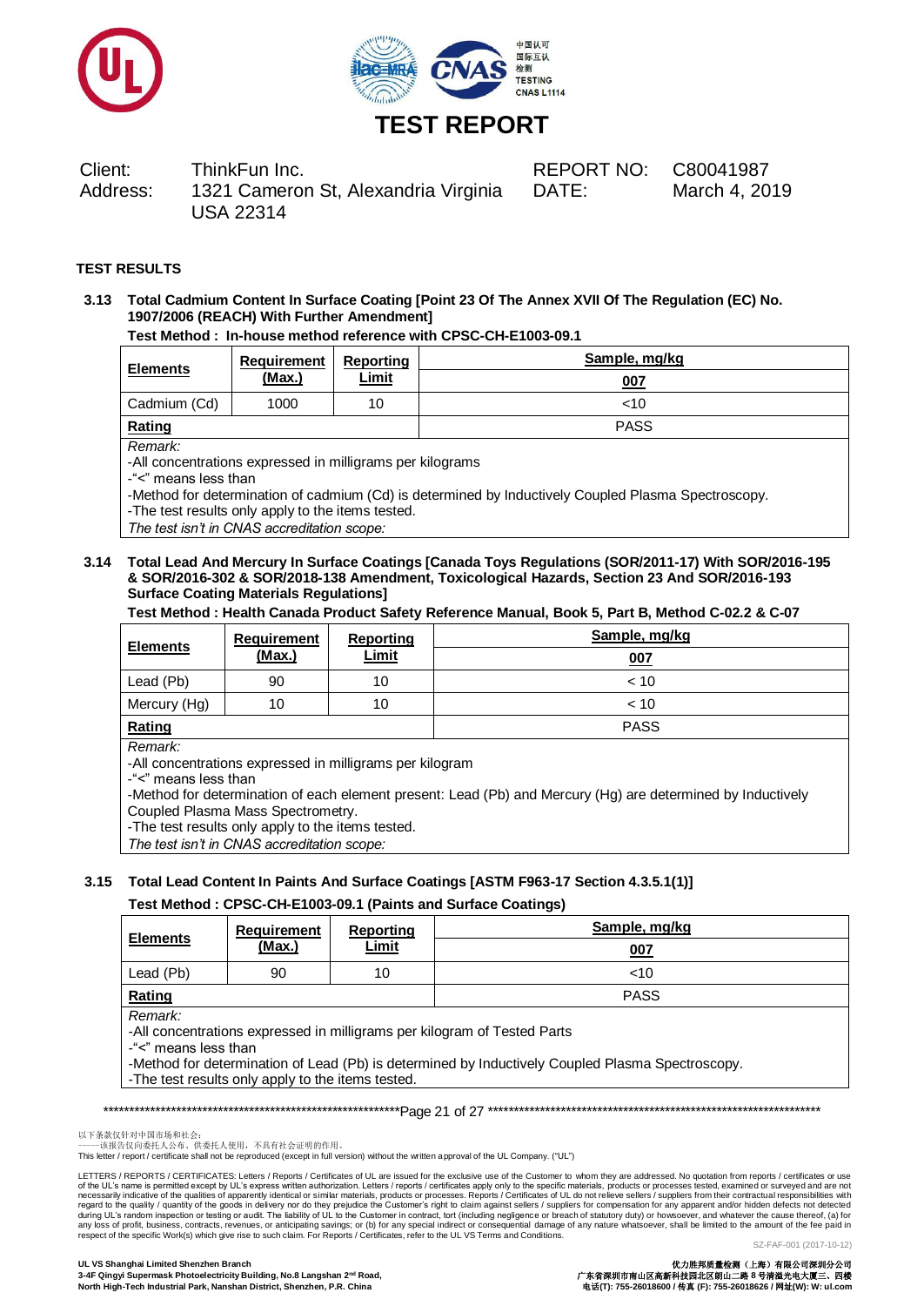# TEST REPORT

| Client: | ThinkFun Inc. | REPORT NO: | C80041987 |
|---|---|---|---|
| Address: | 1321 Cameron St, Alexandria Virginia USA 22314 | DATE: | March 4, 2019 |

**TEST RESULTS**

**3.13 Total Cadmium Content In Surface Coating [Point 23 Of The Annex XVII Of The Regulation (EC) No. 1907/2006 (REACH) With Further Amendment]**

**Test Method : In-house method reference with CPSC-CH-E1003-09.1**

| Elements | Requirement (Max.) | Reporting Limit | Sample, mg/kg |
|---|---|---|---|
| | | | 007 |
| Cadmium (Cd) | 1000 | 10 | <10 |
| **Rating** | | | PASS |

*Remark:*
-All concentrations expressed in milligrams per kilograms
-"<" means less than
-Method for determination of cadmium (Cd) is determined by Inductively Coupled Plasma Spectroscopy.
-The test results only apply to the items tested.
*The test isn't in CNAS accreditation scope:*

**3.14 Total Lead And Mercury In Surface Coatings [Canada Toys Regulations (SOR/2011-17) With SOR/2016-195 & SOR/2016-302 & SOR/2018-138 Amendment, Toxicological Hazards, Section 23 And SOR/2016-193 Surface Coating Materials Regulations]**

**Test Method : Health Canada Product Safety Reference Manual, Book 5, Part B, Method C-02.2 & C-07**

| Elements | Requirement (Max.) | Reporting Limit | Sample, mg/kg |
|---|---|---|---|
| | | | 007 |
| Lead (Pb) | 90 | 10 | < 10 |
| Mercury (Hg) | 10 | 10 | < 10 |
| **Rating** | | | PASS |

*Remark:*
-All concentrations expressed in milligrams per kilogram
-"<" means less than
-Method for determination of each element present: Lead (Pb) and Mercury (Hg) are determined by Inductively Coupled Plasma Mass Spectrometry.
-The test results only apply to the items tested.
*The test isn't in CNAS accreditation scope:*

**3.15 Total Lead Content In Paints And Surface Coatings [ASTM F963-17 Section 4.3.5.1(1)]**

**Test Method : CPSC-CH-E1003-09.1 (Paints and Surface Coatings)**

| Elements | Requirement (Max.) | Reporting Limit | Sample, mg/kg |
|---|---|---|---|
| | | | 007 |
| Lead (Pb) | 90 | 10 | <10 |
| **Rating** | | | PASS |

*Remark:*
-All concentrations expressed in milligrams per kilogram of Tested Parts
-"<" means less than
-Method for determination of Lead (Pb) is determined by Inductively Coupled Plasma Spectroscopy.
-The test results only apply to the items tested.

以下条款仅针对中国市场和社会：
——该报告仅向委托人公布、供委托人使用，不具有社会证明的作用。
This letter / report / certificate shall not be reproduced (except in full version) without the written approval of the UL Company. ("UL")

LETTERS / REPORTS / CERTIFICATES: Letters / Reports / Certificates of UL are issued for the exclusive use of the Customer to whom they are addressed. No quotation from reports / certificates or use of the UL's name is permitted except by UL's express written authorization. Letters / reports / certificates apply only to the specific materials, products or processes tested, examined or surveyed and are not necessarily indicative of the qualities of apparently identical or similar materials, products or processes. Reports / Certificates of UL do not relieve sellers / suppliers from their contractual responsibilities with regard to the quality / quantity of the goods in delivery nor do they prejudice the Customer's right to claim against sellers / suppliers for compensation for any apparent and/or hidden defects not detected during UL's random inspection or testing or audit. The liability of UL to the Customer in contract, tort (including negligence or breach of statutory duty) or howsoever, and whatever the cause thereof, (a) for any loss of profit, business, contracts, revenues, or anticipating savings; or (b) for any special indirect or consequential damage of any nature whatsoever, shall be limited to the amount of the fee paid in respect of the specific Work(s) which give rise to such claim. For Reports / Certificates, refer to the UL VS Terms and Conditions.

SZ-FAF-001 (2017-10-12)

**UL VS Shanghai Limited Shenzhen Branch**
**3-4F Qingyi Supermask Photoelectricity Building, No.8 Langshan 2nd Road, North High-Tech Industrial Park, Nanshan District, Shenzhen, P.R. China**

**优力胜邦质量检测（上海）有限公司深圳分公司**
**广东省深圳市南山区高新科技园北区朗山二路 8 号清溢光电大厦三、四楼**
**电话(T): 755-26018600 / 传真 (F): 755-26018626 / 网址(W): W: ul.com**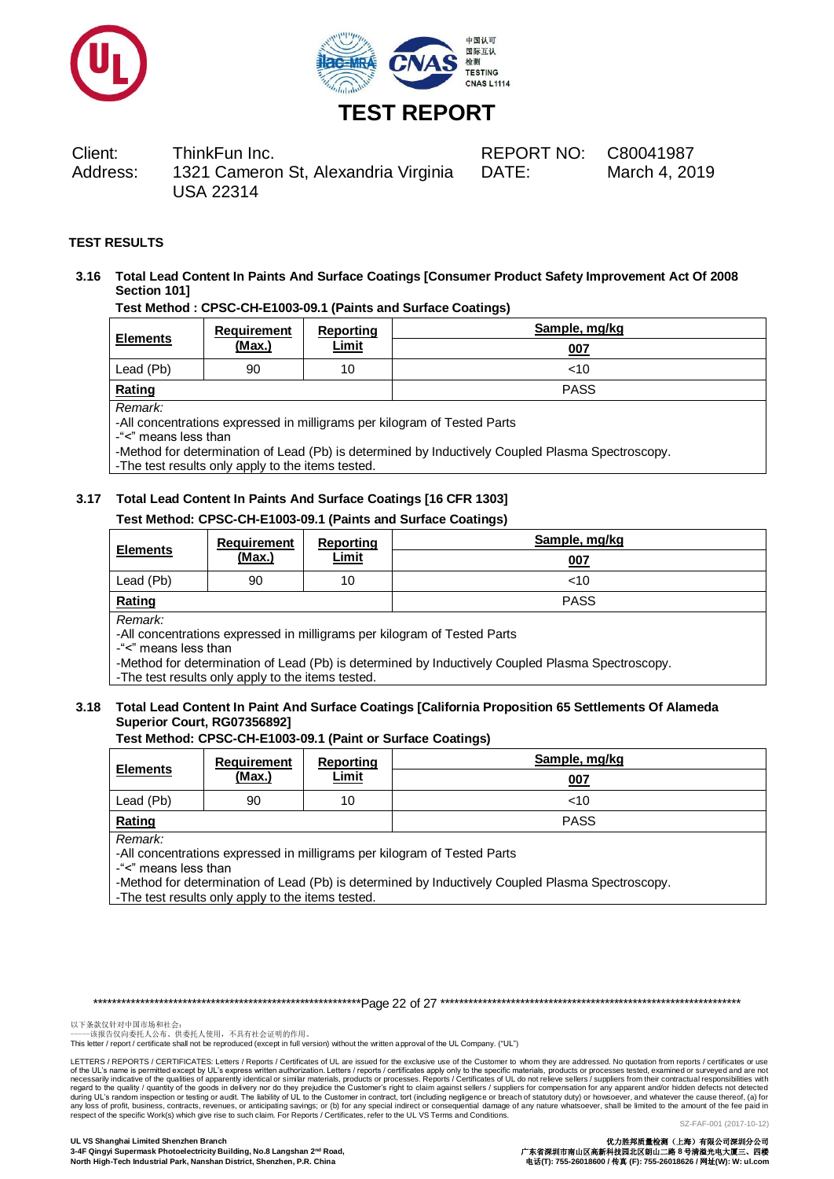# TEST REPORT

| Client: | ThinkFun Inc. | REPORT NO: | C80041987 |
|---|---|---|---|
| Address: | 1321 Cameron St, Alexandria Virginia USA 22314 | DATE: | March 4, 2019 |

**TEST RESULTS**

**3.16 Total Lead Content In Paints And Surface Coatings [Consumer Product Safety Improvement Act Of 2008 Section 101]**

**Test Method : CPSC-CH-E1003-09.1 (Paints and Surface Coatings)**

| Elements | Requirement (Max.) | Reporting Limit | Sample, mg/kg |
|---|---|---|---|
| | | | 007 |
| Lead (Pb) | 90 | 10 | <10 |
| Rating | | | PASS |

*Remark:*
-All concentrations expressed in milligrams per kilogram of Tested Parts
-"<" means less than
-Method for determination of Lead (Pb) is determined by Inductively Coupled Plasma Spectroscopy.
-The test results only apply to the items tested.

**3.17 Total Lead Content In Paints And Surface Coatings [16 CFR 1303]**

**Test Method: CPSC-CH-E1003-09.1 (Paints and Surface Coatings)**

| Elements | Requirement (Max.) | Reporting Limit | Sample, mg/kg |
|---|---|---|---|
| | | | 007 |
| Lead (Pb) | 90 | 10 | <10 |
| Rating | | | PASS |

*Remark:*
-All concentrations expressed in milligrams per kilogram of Tested Parts
-"<" means less than
-Method for determination of Lead (Pb) is determined by Inductively Coupled Plasma Spectroscopy.
-The test results only apply to the items tested.

**3.18 Total Lead Content In Paint And Surface Coatings [California Proposition 65 Settlements Of Alameda Superior Court, RG07356892]**

**Test Method: CPSC-CH-E1003-09.1 (Paint or Surface Coatings)**

| Elements | Requirement (Max.) | Reporting Limit | Sample, mg/kg |
|---|---|---|---|
| | | | 007 |
| Lead (Pb) | 90 | 10 | <10 |
| Rating | | | PASS |

*Remark:*
-All concentrations expressed in milligrams per kilogram of Tested Parts
-"<" means less than
-Method for determination of Lead (Pb) is determined by Inductively Coupled Plasma Spectroscopy.
-The test results only apply to the items tested.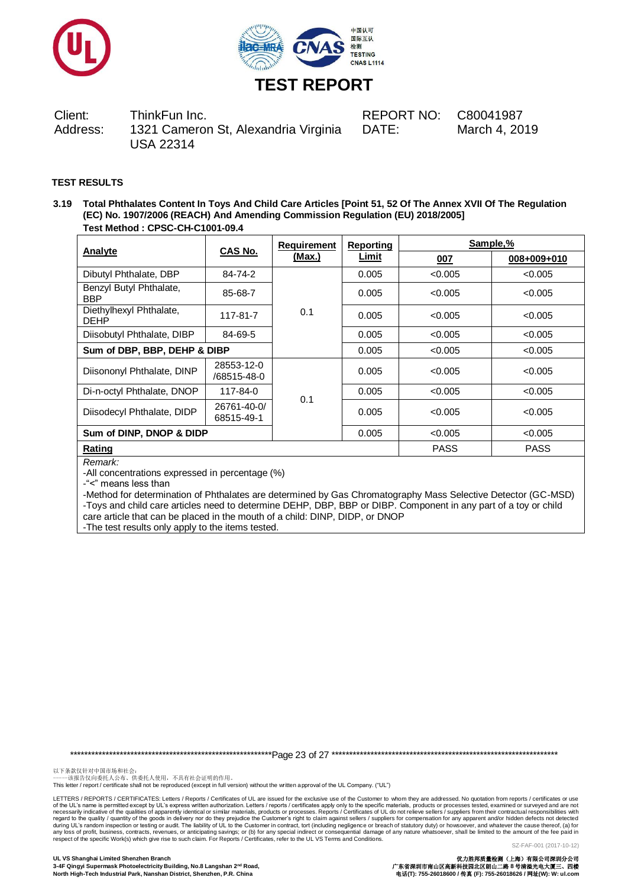# TEST REPORT

Client: ThinkFun Inc.
Address: 1321 Cameron St, Alexandria Virginia USA 22314

REPORT NO: C80041987
DATE: March 4, 2019

**TEST RESULTS**

**3.19 Total Phthalates Content In Toys And Child Care Articles [Point 51, 52 Of The Annex XVII Of The Regulation (EC) No. 1907/2006 (REACH) And Amending Commission Regulation (EU) 2018/2005]**
**Test Method : CPSC-CH-C1001-09.4**

| Analyte | CAS No. | Requirement (Max.) | Reporting Limit | Sample,% | |
|---|---|---|---|---|---|
| | | | | 007 | 008+009+010 |
| Dibutyl Phthalate, DBP | 84-74-2 | 0.1 | 0.005 | <0.005 | <0.005 |
| Benzyl Butyl Phthalate, BBP | 85-68-7 | | 0.005 | <0.005 | <0.005 |
| Diethylhexyl Phthalate, DEHP | 117-81-7 | | 0.005 | <0.005 | <0.005 |
| Diisobutyl Phthalate, DIBP | 84-69-5 | | 0.005 | <0.005 | <0.005 |
| **Sum of DBP, BBP, DEHP & DIBP** | | | 0.005 | <0.005 | <0.005 |
| Diisononyl Phthalate, DINP | 28553-12-0 /68515-48-0 | 0.1 | 0.005 | <0.005 | <0.005 |
| Di-n-octyl Phthalate, DNOP | 117-84-0 | | 0.005 | <0.005 | <0.005 |
| Diisodecyl Phthalate, DIDP | 26761-40-0/ 68515-49-1 | | 0.005 | <0.005 | <0.005 |
| **Sum of DINP, DNOP & DIDP** | | | 0.005 | <0.005 | <0.005 |
| **Rating** | | | | PASS | PASS |

*Remark:*
-All concentrations expressed in percentage (%)
-"<" means less than
-Method for determination of Phthalates are determined by Gas Chromatography Mass Selective Detector (GC-MSD)
-Toys and child care articles need to determine DEHP, DBP, BBP or DIBP. Component in any part of a toy or child care article that can be placed in the mouth of a child: DINP, DIDP, or DNOP
-The test results only apply to the items tested.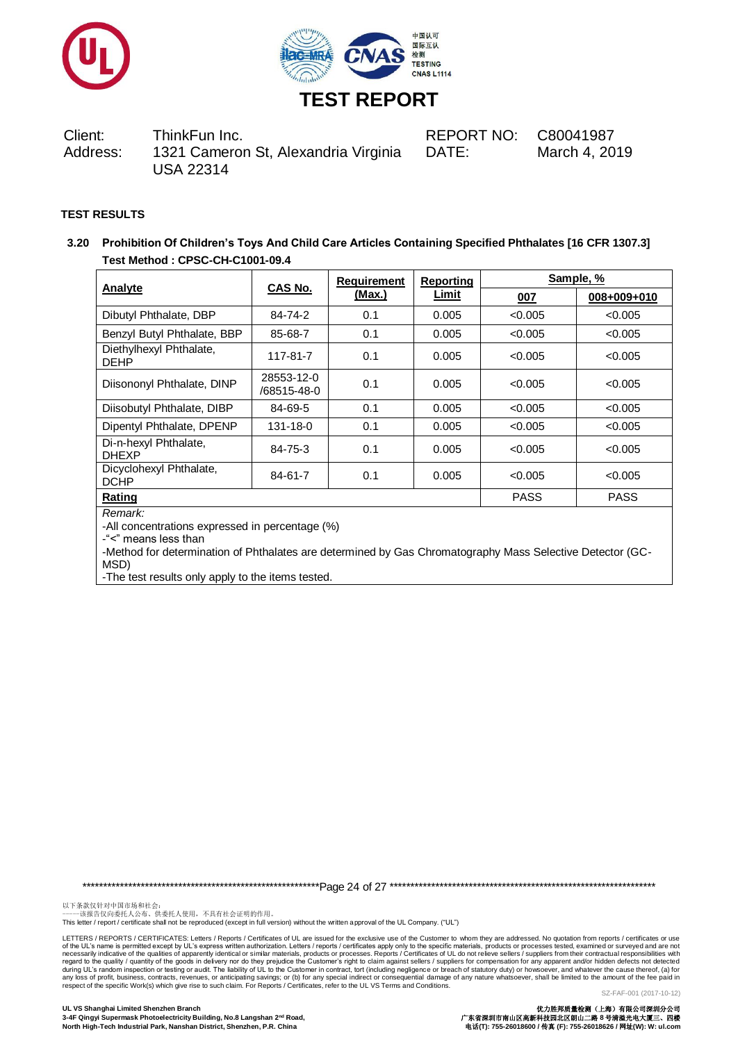# TEST REPORT

Client: ThinkFun Inc.
Address: 1321 Cameron St, Alexandria Virginia USA 22314

REPORT NO: C80041987
DATE: March 4, 2019

**TEST RESULTS**

**3.20 Prohibition Of Children's Toys And Child Care Articles Containing Specified Phthalates [16 CFR 1307.3]**
**Test Method : CPSC-CH-C1001-09.4**

| Analyte | CAS No. | Requirement (Max.) | Reporting Limit | Sample, % | |
|---|---|---|---|---|---|
| | | | | 007 | 008+009+010 |
| Dibutyl Phthalate, DBP | 84-74-2 | 0.1 | 0.005 | <0.005 | <0.005 |
| Benzyl Butyl Phthalate, BBP | 85-68-7 | 0.1 | 0.005 | <0.005 | <0.005 |
| Diethylhexyl Phthalate, DEHP | 117-81-7 | 0.1 | 0.005 | <0.005 | <0.005 |
| Diisononyl Phthalate, DINP | 28553-12-0 /68515-48-0 | 0.1 | 0.005 | <0.005 | <0.005 |
| Diisobutyl Phthalate, DIBP | 84-69-5 | 0.1 | 0.005 | <0.005 | <0.005 |
| Dipentyl Phthalate, DPENP | 131-18-0 | 0.1 | 0.005 | <0.005 | <0.005 |
| Di-n-hexyl Phthalate, DHEXP | 84-75-3 | 0.1 | 0.005 | <0.005 | <0.005 |
| Dicyclohexyl Phthalate, DCHP | 84-61-7 | 0.1 | 0.005 | <0.005 | <0.005 |
| **Rating** | | | | PASS | PASS |

*Remark:*
-All concentrations expressed in percentage (%)
-"<" means less than
-Method for determination of Phthalates are determined by Gas Chromatography Mass Selective Detector (GC-MSD)
-The test results only apply to the items tested.

以下条款仅针对中国市场和社会：
——该报告仅向委托人公布、供委托人使用，不具有社会证明的作用。
This letter / report / certificate shall not be reproduced (except in full version) without the written approval of the UL Company. ("UL")

LETTERS / REPORTS / CERTIFICATES: Letters / Reports / Certificates of UL are issued for the exclusive use of the Customer to whom they are addressed. No quotation from reports / certificates or use of the UL's name is permitted except by UL's express written authorization. Letters / reports / certificates apply only to the specific materials, products or processes tested, examined or surveyed and are not necessarily indicative of the qualities of apparently identical or similar materials, products or processes. Reports / Certificates of UL do not relieve sellers / suppliers from their contractual responsibilities with regard to the quality / quantity of the goods in delivery nor do they prejudice the Customer's right to claim against sellers / suppliers for compensation for any apparent and/or hidden defects not detected during UL's random inspection or testing or audit. The liability of UL to the Customer in contract, tort (including negligence or breach of statutory duty) or howsoever, and whatever the cause thereof, (a) for any loss of profit, business, contracts, revenues, or anticipating savings; or (b) for any special indirect or consequential damage of any nature whatsoever, shall be limited to the amount of the fee paid in respect of the specific Work(s) which give rise to such claim. For Reports / Certificates, refer to the UL VS Terms and Conditions.

SZ-FAF-001 (2017-10-12)

**UL VS Shanghai Limited Shenzhen Branch**
**3-4F Qingyi Supermask Photoelectricity Building, No.8 Langshan 2nd Road, North High-Tech Industrial Park, Nanshan District, Shenzhen, P.R. China**

**优力胜邦质量检测（上海）有限公司深圳分公司**
**广东省深圳市南山区高新科技园北区朗山二路 8 号清溢光电大厦三、四楼**
**电话(T): 755-26018600 / 传真 (F): 755-26018626 / 网址(W): W: ul.com**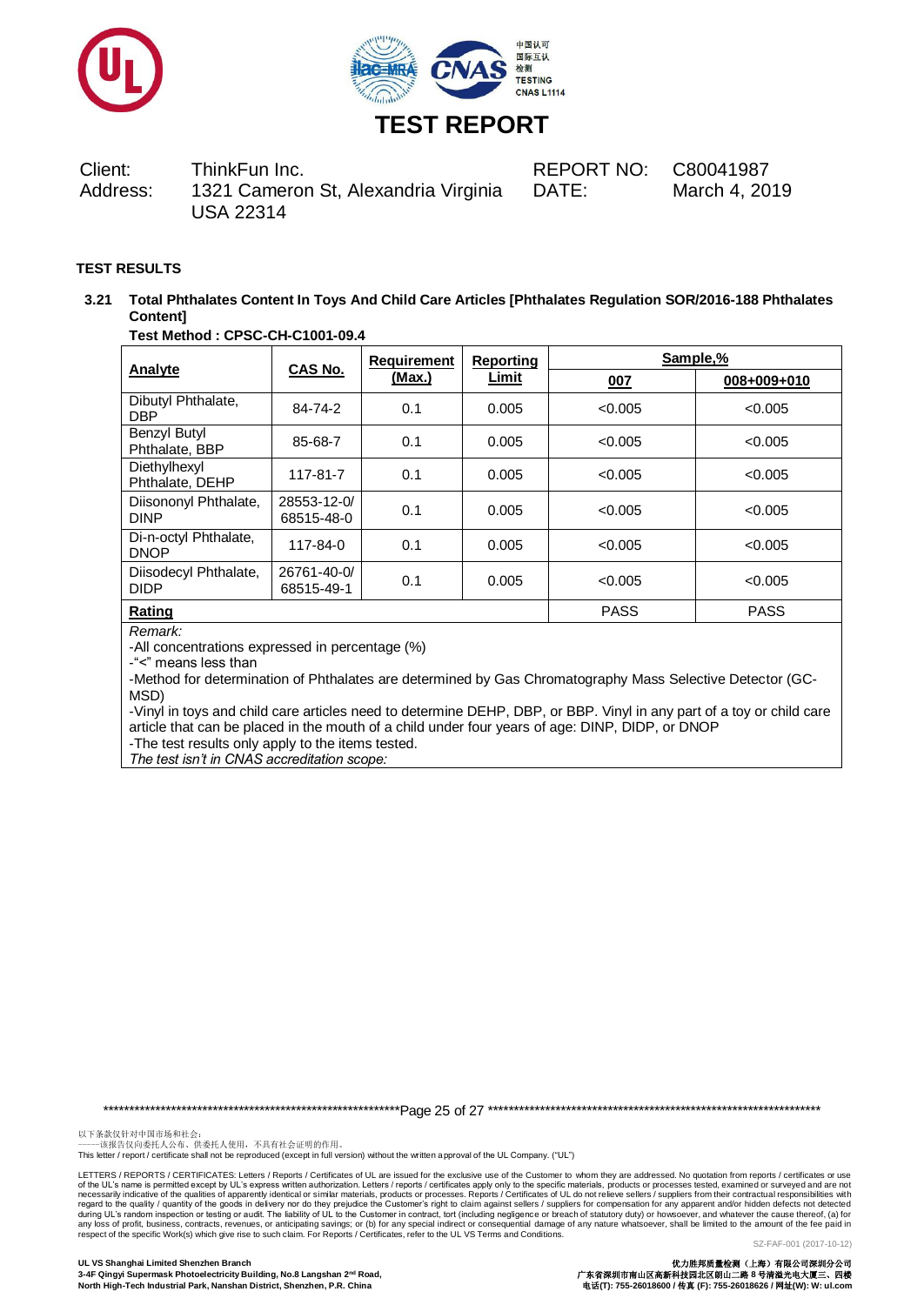# TEST REPORT

| | | | |
|---|---|---|---|
| Client: | ThinkFun Inc. | REPORT NO: | C80041987 |
| Address: | 1321 Cameron St, Alexandria Virginia USA 22314 | DATE: | March 4, 2019 |

**TEST RESULTS**

**3.21 Total Phthalates Content In Toys And Child Care Articles [Phthalates Regulation SOR/2016-188 Phthalates Content]**

**Test Method : CPSC-CH-C1001-09.4**

| Analyte | CAS No. | Requirement (Max.) | Reporting Limit | Sample,% | |
|---|---|---|---|---|---|
| | | | | 007 | 008+009+010 |
| Dibutyl Phthalate, DBP | 84-74-2 | 0.1 | 0.005 | <0.005 | <0.005 |
| Benzyl Butyl Phthalate, BBP | 85-68-7 | 0.1 | 0.005 | <0.005 | <0.005 |
| Diethylhexyl Phthalate, DEHP | 117-81-7 | 0.1 | 0.005 | <0.005 | <0.005 |
| Diisononyl Phthalate, DINP | 28553-12-0/ 68515-48-0 | 0.1 | 0.005 | <0.005 | <0.005 |
| Di-n-octyl Phthalate, DNOP | 117-84-0 | 0.1 | 0.005 | <0.005 | <0.005 |
| Diisodecyl Phthalate, DIDP | 26761-40-0/ 68515-49-1 | 0.1 | 0.005 | <0.005 | <0.005 |
| **Rating** | | | | PASS | PASS |

*Remark:*

-All concentrations expressed in percentage (%)

-"<" means less than

-Method for determination of Phthalates are determined by Gas Chromatography Mass Selective Detector (GC-MSD)

-Vinyl in toys and child care articles need to determine DEHP, DBP, or BBP. Vinyl in any part of a toy or child care article that can be placed in the mouth of a child under four years of age: DINP, DIDP, or DNOP

-The test results only apply to the items tested.

*The test isn't in CNAS accreditation scope:*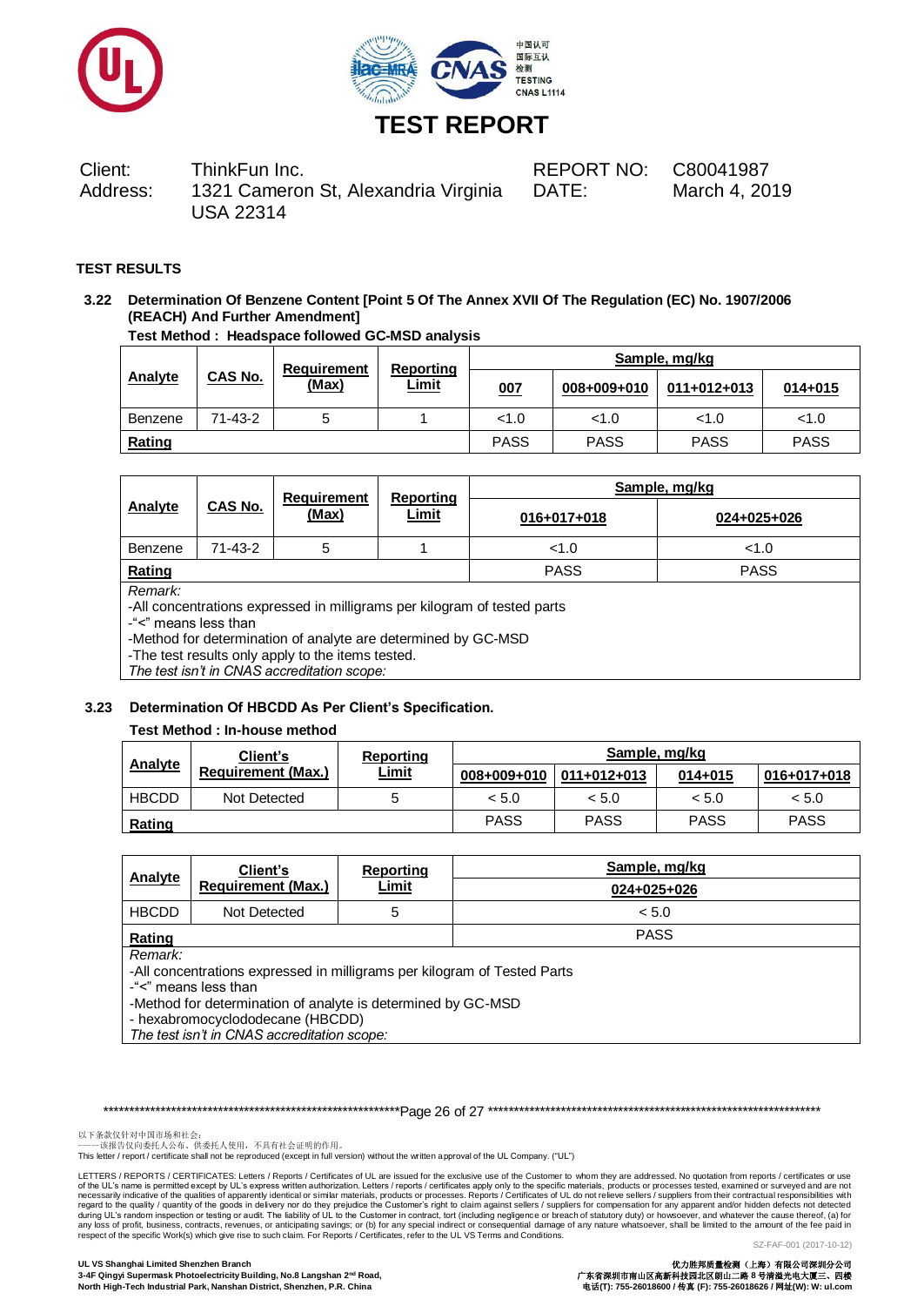# TEST REPORT

Client: ThinkFun Inc.
Address: 1321 Cameron St, Alexandria Virginia USA 22314

REPORT NO: C80041987
DATE: March 4, 2019

**TEST RESULTS**

**3.22 Determination Of Benzene Content [Point 5 Of The Annex XVII Of The Regulation (EC) No. 1907/2006 (REACH) And Further Amendment]**

**Test Method : Headspace followed GC-MSD analysis**

| Analyte | CAS No. | Requirement (Max) | Reporting Limit | Sample, mg/kg | | | |
|---|---|---|---|---|---|---|---|
| | | | | 007 | 008+009+010 | 011+012+013 | 014+015 |
| Benzene | 71-43-2 | 5 | 1 | <1.0 | <1.0 | <1.0 | <1.0 |
| **Rating** | | | | PASS | PASS | PASS | PASS |

| Analyte | CAS No. | Requirement (Max) | Reporting Limit | Sample, mg/kg | |
|---|---|---|---|---|---|
| | | | | 016+017+018 | 024+025+026 |
| Benzene | 71-43-2 | 5 | 1 | <1.0 | <1.0 |
| **Rating** | | | | PASS | PASS |

*Remark:*
-All concentrations expressed in milligrams per kilogram of tested parts
-"<" means less than
-Method for determination of analyte are determined by GC-MSD
-The test results only apply to the items tested.
*The test isn't in CNAS accreditation scope:*

**3.23 Determination Of HBCDD As Per Client's Specification.**

**Test Method : In-house method**

| Analyte | Client's Requirement (Max.) | Reporting Limit | Sample, mg/kg | | | |
|---|---|---|---|---|---|---|
| | | | 008+009+010 | 011+012+013 | 014+015 | 016+017+018 |
| HBCDD | Not Detected | 5 | < 5.0 | < 5.0 | < 5.0 | < 5.0 |
| **Rating** | | | PASS | PASS | PASS | PASS |

| Analyte | Client's Requirement (Max.) | Reporting Limit | Sample, mg/kg |
|---|---|---|---|
| | | | 024+025+026 |
| HBCDD | Not Detected | 5 | < 5.0 |
| **Rating** | | | PASS |

*Remark:*
-All concentrations expressed in milligrams per kilogram of Tested Parts
-"<" means less than
-Method for determination of analyte is determined by GC-MSD
- hexabromocyclododecane (HBCDD)
*The test isn't in CNAS accreditation scope:*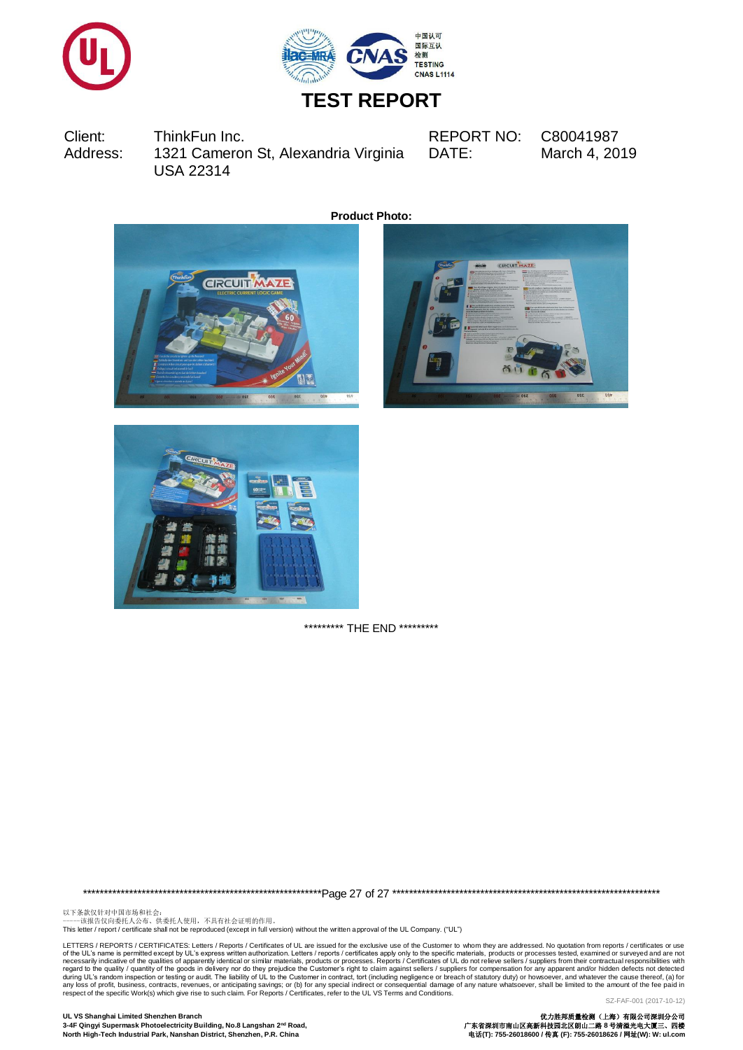# TEST REPORT

| | | | |
|---|---|---|---|
| Client: | ThinkFun Inc. | REPORT NO: | C80041987 |
| Address: | 1321 Cameron St, Alexandria Virginia USA 22314 | DATE: | March 4, 2019 |

**Product Photo:**

********* THE END *********

以下条款仅针对中国市场和社会：
——该报告仅向委托人公布、供委托人使用，不具有社会证明的作用。
This letter / report / certificate shall not be reproduced (except in full version) without the written approval of the UL Company. ("UL")

LETTERS / REPORTS / CERTIFICATES: Letters / Reports / Certificates of UL are issued for the exclusive use of the Customer to whom they are addressed. No quotation from reports / certificates or use of the UL's name is permitted except by UL's express written authorization. Letters / reports / certificates apply only to the specific materials, products or processes tested, examined or surveyed and are not necessarily indicative of the qualities of apparently identical or similar materials, products or processes. Reports / Certificates of UL do not relieve sellers / suppliers from their contractual responsibilities with regard to the quality / quantity of the goods in delivery nor do they prejudice the Customer's right to claim against sellers / suppliers for compensation for any apparent and/or hidden defects not detected during UL's random inspection or testing or audit. The liability of UL to the Customer in contract, tort (including negligence or breach of statutory duty) or howsoever, and whatever the cause thereof, (a) for any loss of profit, business, contracts, revenues, or anticipating savings; or (b) for any special indirect or consequential damage of any nature whatsoever, shall be limited to the amount of the fee paid in respect of the specific Work(s) which give rise to such claim. For Reports / Certificates, refer to the UL VS Terms and Conditions.

SZ-FAF-001 (2017-10-12)

**UL VS Shanghai Limited Shenzhen Branch**
**3-4F Qingyi Supermask Photoelectricity Building, No.8 Langshan 2nd Road,**
**North High-Tech Industrial Park, Nanshan District, Shenzhen, P.R. China**

**优力胜邦质量检测（上海）有限公司深圳分公司**
**广东省深圳市南山区高新科技园北区朗山二路 8 号清溢光电大厦三、四楼**
**电话(T): 755-26018600 / 传真 (F): 755-26018626 / 网址(W): W: ul.com**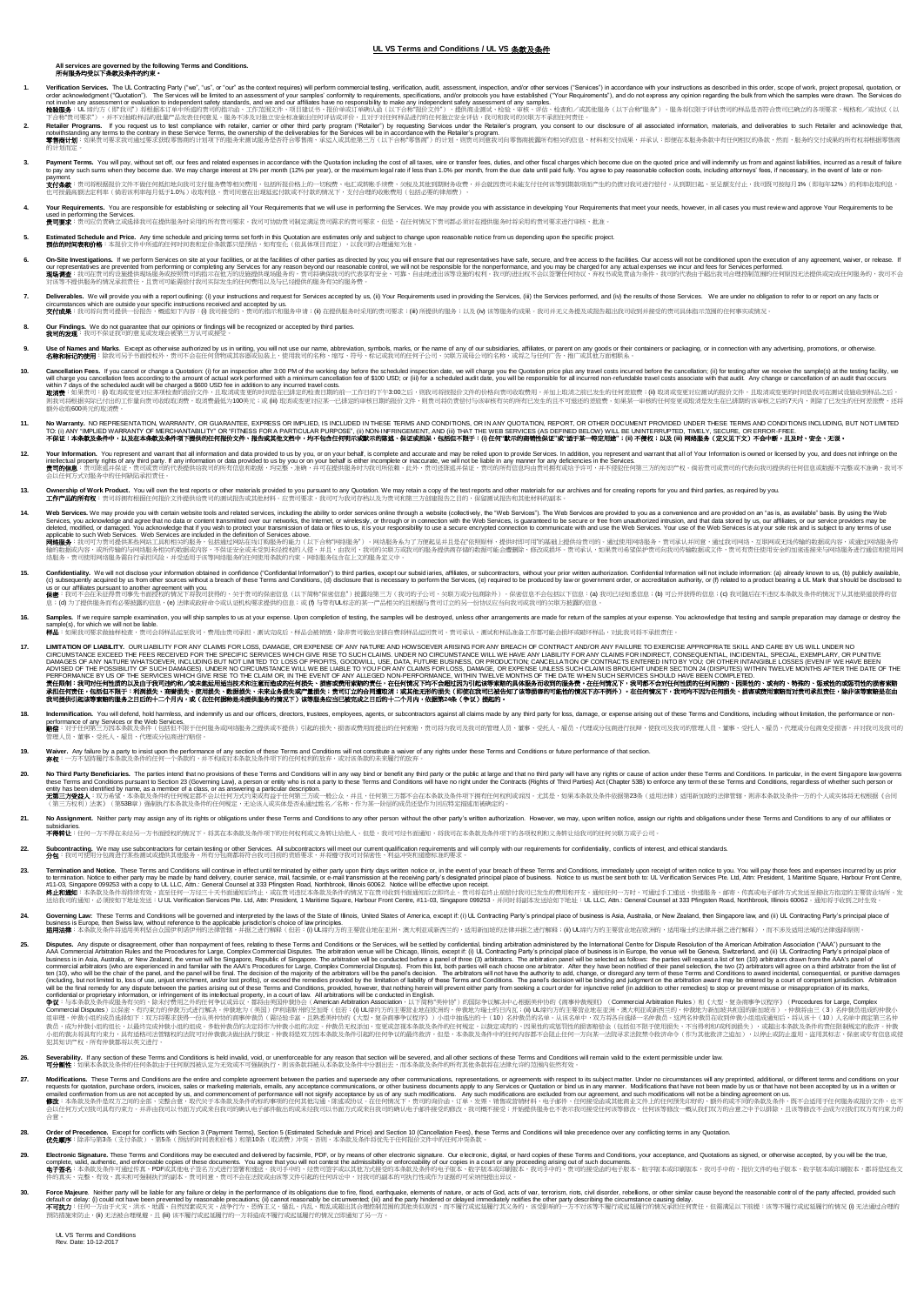# UL VS Terms and Conditions / UL VS 条款及条件

**All services are governed by the following Terms and Conditions.**
**所有服务均受以下条款及条件的约束。**

1. **Verification Services.** The UL Contracting Party ("we", "us", or "our" as the context requires) will perform commercial testing, verification, audit, assessment, inspection, and/or other services ("Services") in accordance with your instructions as described in this order, scope of work, project proposal, quotation, or order acknowledgment ("Quotation"). The Services will be limited to an assessment of your samples' conformity to requirements, specifications, and/or protocols you have established ("Your Requirements"), and do not express any opinion regarding the bulk from which the samples were drawn. The Services do not involve any assessment or evaluation to independent safety standards, and we and our affiliates have no responsibility to make any independent safety assessment of any samples.
**检验服务：**

2. **Retailer Programs.** If your request is to test compliance with retailer, carrier or other third party program ("Retailer") by requested Services under the Retailer's program, you consent to our disclosure of all associated information, materials, and deliverables to such Retailer and acknowledge that, notwithstanding any terms to the contrary in these Service Terms, the ownership of the deliverables for the Services will be in accordance with the Retailer's program.
**零售商计划：**

3. **Payment Terms.** You will pay, without set off, our fees and related expenses in accordance with the Quotation including the cost of all taxes, wire or transfer fees, duties, and other fiscal charges which become due on the quoted price and will indemnify us from and against liabilities, incurred as a result of failure to pay any such sums when they become due. We may charge interest at 1% per month (12% per year), or the maximum legal rate if less than 1.0% per month, from the due date until paid fully. You agree to pay reasonable collection costs, including attorneys' fees, if necessary in the event of late or non-payment.
**支付条款：**

4. **Your Requirements.** You are responsible for establishing or selecting all Your Requirements that we will use in performing the Services. We may provide you with assistance in developing Your Requirements that meet your needs, however, in all cases you must review and approve Your Requirements to be used in performing the Services.
**贵司要求：**

5. **Estimated Schedule and Price.** Any time schedule and pricing terms set forth in this Quotation are estimates only and subject to change upon reasonable notice from us depending upon the specific project.
**预估的时间表和价格：**

6. **On-Site Investigations.** If we perform Services on site at your facilities, or at the facilities of other parties as directed by you; you will ensure that our representatives have safe, secure, and free access to the facilities. Our access will not be conditioned upon the execution of any agreement, waiver, or release. If our representatives are prevented from performing or completing any Services for any reason beyond our reasonable control, we will not be responsible for the nonperformance, and you may be charged for any actual expenses we incur and fees for Services performed.
**现场调查：**

7. **Deliverables.** We will provide you with a report outlining: (i) your instructions and request for Services accepted by us, (ii) Your Requirements used in providing the Services, (iii) the Services performed, and (iv) the results of those Services. We are under no obligation to refer to or report on any facts or circumstances which are outside your specific instructions received and accepted by us.
**交付成果：**

8. **Our Findings.** We do not guarantee that our opinions or findings will be recognized or accepted by third parties.
**我们的发现：**我们不保证我们的意见或发现会被第三方认可或接受。

9. **Use of Names and Marks.** Except as otherwise authorized by us in writing, you will not use our name, abbreviation, symbols, marks, or the name of any of our subsidiaries, affiliates, or parent on any goods or their containers or packaging, or in connection with any advertising, promotions, or otherwise.
**名称和标记的使用：**

10. **Cancellation Fees.** If you cancel or change a Quotation: (i) for an inspection after 3:00 PM of the working day before the scheduled inspection date, we will charge you the Quotation price plus any travel costs incurred before the cancel; (ii) for testing after we receive the sample(s) at the testing facility, we will charge you cancellation fees according to the amount of actual work performed with a minimum cancellation fee of $100 USD; or (iii) for a scheduled audit date, you will be responsible for all incurred non-refundable travel costs associated with that audit. Any change or cancellation of an audit that occurs within 7 days of the scheduled audit will be charged a $600 USD fee in addition to any incurred travel costs.
**取消费：**

11. **No Warranty.** NO REPRESENTATION, WARRANTY, OR GUARANTEE, EXPRESS OR IMPLIED, IS INCLUDED IN THESE TERMS AND CONDITIONS, OR IN ANY QUOTATION, REPORT, OR OTHER DOCUMENT PROVIDED UNDER THESE TERMS AND CONDITIONS INCLUDING, BUT NOT LIMITED TO: (I) ANY "IMPLIED WARRANTY OF MERCHANTABILITY" OR "FITNESS FOR A PARTICULAR PURPOSE", (II) NON-INFRINGEMENT, AND (III) THAT THE WEB SERVICES (AS DEFINED BELOW) WILL BE UNINTERRUPTED, TIMELY, SECURE, OR ERROR-FREE.
**不保证：**

12. **Your Information.** You represent and warrant that all information and data provided to us by you, or on your behalf, is complete and accurate and may be relied upon to provide Services. In addition, you represent and warrant that all of Your Information is owned or licensed by you, and does not infringe on the intellectual property rights of any third party. If any information or data provided to us by you or on your behalf is either incomplete or inaccurate, we will not be liable in any manner for any deficiencies in the Services.
**贵司的信息：**

13. **Ownership of Work Product.** You will own the test reports or other materials provided to you pursuant to any Quotation. We may retain a copy of the test reports and other materials for our archives and for creating reports for you and third parties, as required by you.
**工作产品的所有权：**

14. **Web Services.** We may provide you with certain website tools and related services, including the ability to order services online through a website (collectively, the "Web Services"). The Web Services are provided to you as a convenience and are provided on an "as is, as available" basis. By using the Web Services, you acknowledge and agree that no data or content transmitted over our networks, the Internet, or wirelessly, or through or in connection with the Web Services, is guaranteed to be secure or free from unauthorized intrusion, and that data stored by us, our affiliates, or our service providers may be deleted, modified, or damaged. You acknowledge that if you wish to protect your transmission of data or files to us, it is your responsibility to use a secure encrypted connection to communicate with and use the Web Services. Your use of the Web Services is at your sole risk and is subject to any terms of use applicable to such Web Services. Web Services are included in the definition of Services above.
**网络服务：**

15. **Confidentiality.** We will not disclose your information obtained in confidence ("Confidential Information") to third parties, except for our subsidiaries, affiliates, or subcontractors, without your prior written authorization. Confidential Information will not include information: (a) already known to us, (b) publicly available, (c) subsequently acquired by us from other sources without a breach of these Terms and Conditions, (d) disclosure that is necessary to perform the Services, (e) required to be produced by law or government order, or accreditation authority, or (f) related to a product bearing a UL Mark that should be disclosed to us or our affiliates pursuant to another agreement with you.
**保密：**

16. **Samples.** If we require sample examination, you will ship samples to us at your expense. Upon completion of testing, the samples will be destroyed, unless other arrangements are made prior to the return of the samples at your expense. You acknowledge that testing and sample preparation may damage or destroy the sample(s), for which we will not be liable.
**样品：**

17. **LIMITATION OF LIABILITY.** OUR LIABILITY FOR ANY CLAIMS FOR LOSS, DAMAGE, OR EXPENSE OF ANY NATURE AND HOWSOEVER ARISING FOR ANY BREACH OF CONTRACT AND/OR ANY FAILURE TO EXERCISE APPROPRIATE SKILL AND CARE BY US WILL UNDER NO CIRCUMSTANCES EXCEED THE FEES RECEIVED FOR THE SPECIFIC SERVICES WHICH GIVE RISE TO SUCH CLAIMS. UNDER NO CIRCUMSTANCES WILL WE BE LIABLE FOR ANY INDIRECT, CONSEQUENTIAL, INCIDENTAL, SPECIAL, EXEMPLARY, OR PUNITIVE DAMAGES OF ANY NATURE WHATSOEVER, INCLUDING BUT NOT LIMITED TO: LOSS OF PROFITS, GOODWILL, USE, DATA, FUTURE BUSINESS, OR PRODUCTION, CANCELLATION OF CONTRACTS ENTERED INTO BY YOU, OR ANY OTHER INTANGIBLE LOSSES (EVEN IF WE HAVE BEEN ADVISED OF THE POSSIBILITY OF SUCH DAMAGES). UNDER NO CIRCUMSTANCE WILL WE BE LIABLE TO YOU FOR ANY CLAIMS FOR LOSS, DAMAGE, OR EXPENSE UNLESS SUCH CLAIM IS BROUGHT UNDER SECTION 24 (DISPUTES) WITHIN TWELVE MONTHS AFTER THE DATE OF THE PERFORMANCE BY US OF THE SERVICES WHICH GIVE RISE TO THE CLAIM OR, IN THE EVENT OF ANY ALLEGED NON-PERFORMANCE, WITHIN TWELVE MONTHS OF THE DATE WHEN SUCH SERVICES SHOULD HAVE BEEN COMPLETED.
**责任限制：**

18. **Indemnification.** You will defend, hold harmless, and indemnify us and our officers, directors, trustees, employees, agents, or subcontractors against all claims made by any third party for loss, damage, or expense arising out of these Terms and Conditions, including without limitation, the performance or non-performance of any Services or the Web Services.
**赔偿：**

19. **Waiver.** Any failure by a party to insist upon the performance of any section of these Terms and Conditions will not constitute a waiver of any rights under these Terms and Conditions or future performance of that section.
**弃权：**

20. **No Third Party Beneficiaries.** The parties intend that no provisions of these Terms and Conditions will in any way bind or benefit any third party or the public at large and that no third party will have any rights or cause of action under these Terms and Conditions. In particular, in the event Singapore law governs these Terms and Conditions pursuant to Section 23 (Governing Law), a person or entity who is not a party to these Terms and Conditions will have no right under the Contracts (Rights of Third Parties) Act (Chapter 53B) to enforce any term of these Terms and Conditions, regardless of whether such person or entity has been identified by name, as a member of a class, or as answering a particular description.
**无第三方受益人：**

21. **No Assignment.** Neither party may assign any of its rights or obligations under these Terms and Conditions to any other person without the other party's written authorization. However, we may, upon written notice, assign our rights and obligations under these Terms and Conditions to any of our affiliates or subsidiaries.
**不得转让：**

22. **Subcontracting.** We may use subcontractors for certain testing or other Services. All subcontractors will meet our current qualification requirements and will comply with our requirements for confidentiality, conflicts of interest, and ethical standards.
**分包：**

23. **Termination and Notice.** These Terms and Conditions will continue in effect until terminated by either party upon thirty days written notice or, in the event of the breach of these Terms and Conditions, immediately upon receipt of written notice to you. You will pay those fees and expenses incurred by us prior to termination. Notice to either party may be made by hand delivery, courier service, mail, facsimile, or e-mail transmission at the receiving party's principal place of business. Notice to us must be sent both to: UL Verification Services Pte. Ltd, Attn: President, 1 Maritime Square, Harbour Front Centre, #11-03, Singapore 099253 with a copy to UL LLC, Attn.: General Counsel at 333 Pfingsten Road, Northbrook, Illinois 60062. Notice will be effective upon receipt.
**终止和通知：**

24. **Governing Law.** These Terms and Conditions will be governed and interpreted by the laws of the State of Illinois, United States of America, except if: (i) UL Contracting Party's principal place of business is Asia, Australia, or New Zealand, then Singapore law; and (ii) UL Contracting Party's principal place of business is Europe, then Swiss law, without reference to the applicable jurisdiction's choice of law principles.
**适用法律：**

25. **Disputes.** Any dispute or disagreement, other than nonpayment of fees, relating to these Terms and Conditions or the Services, will be settled by confidential, binding arbitration administered by the International Centre for Dispute Resolution of the American Arbitration Association ("AAA") pursuant to the AAA Commercial Arbitration Rules and the Procedures for Large, Complex Commercial Disputes. The arbitration venue will be Chicago, Illinois, except if: (i) UL Contracting Party's principal place of business is in Europe, the venue will be Geneva, Switzerland, and (ii) UL Contracting Party's principal place of business is in Asia, Australia, or New Zealand, the venue will be Singapore, Republic of Singapore. The arbitration will be conducted before a panel of three (3) arbitrators. The arbitration panel will be selected as follows: The parties will request a list of ten (10) arbitrators drawn from the AAA's panel of commercial arbitrators (who are experienced in and familiar with the AAA's Procedures for Large, Complex Commercial Disputes). From this list, both parties will each choose one arbitrator. After they have been notified of their panel selection, the two (2) arbitrators will agree on a third arbitrator from the list of ten (10), who will be the chair of the panel, and the panel will be final. The decision of the majority of the arbitrators will be the panel's decision. The arbitrators will not have the authority to add, change, or disregard any term of these Terms and Conditions to award incidental, consequential, or punitive damages (including, but not limited to loss of use, unjust enrichment, and/or lost profits), or exceed the remedies provided by the limitation of liability of these Terms and Conditions. The panel's decision will be binding and judgment on the arbitration award may be entered by a court of competent jurisdiction. Arbitration will be the final remedy for any dispute between the parties arising out of these Terms and Conditions, provided, however, that nothing herein will prevent either party from seeking a court order for injunctive relief (in addition to other remedies) to stop or prevent misuse or misappropriation of its marks, confidential or proprietary information, or infringement of its intellectual property, in a court of law. All arbitrations will be conducted in English.
**争议：**

26. **Severability.** If any section of these Terms and Conditions is held invalid, void, or unenforceable for any reason that section will be severed, and all other sections of these Terms and Conditions will remain valid to the extent permissible under law.
**可分割性：**

27. **Modifications.** These Terms and Conditions are the entire and complete agreement between the parties and supersede any other communications, representations, or agreements with respect to its subject matter. Under no circumstances will any preprinted, additional, or different terms and conditions in your requests for quotation, purchase orders, invoices, sales or marketing materials, emails, any acceptance communications, or other business documents apply to any Services or Quotation or bind us in any manner. Modifications that have not been made by us or that have not been accepted by us in a written or emailed confirmation from us are not accepted by us, and commencement of performance will not signify acceptance by us of any such modifications. Any such modifications are excluded from our agreement, and such modifications will not be a binding agreement on us.
**修改：**

28. **Order of Precedence.** Except for conflicts with Section 3 (Payment Terms), Section 5 (Estimated Schedule and Price), and Section 10 (Cancellation Fees), these Terms and Conditions will take precedence over any conflicting terms in any Quotation.
**优先顺序：**

29. **Electronic Signature.** These Terms and Conditions may be executed and delivered by facsimile, PDF, or by means of other electronic signature. Our electronic, digital, or hard copies of these Terms and Conditions, your acceptance, and Quotations as signed, or otherwise accepted, by you will be the true, complete, valid, authentic, and enforceable copies of these documents. You agree that you will not contest the admissibility or enforceability of our copies in a court or any proceeding arising out of such documents.
**电子签名：**

30. **Force Majeure.** Neither party will be liable for any failure or delay in the performance of its obligations due to fire, flood, earthquake, elements of nature, or acts of God, acts of war, terrorism, riots, civil disorder, rebellions, or other similar cause beyond the reasonable control of the party affected, provided such default or delay: (i) could not have been prevented by reasonable precautions; (ii) cannot reasonably be circumvented; and (iii) the party hindered or delayed immediately notifies the other party describing the circumstance causing delay.
**不可抗力：**